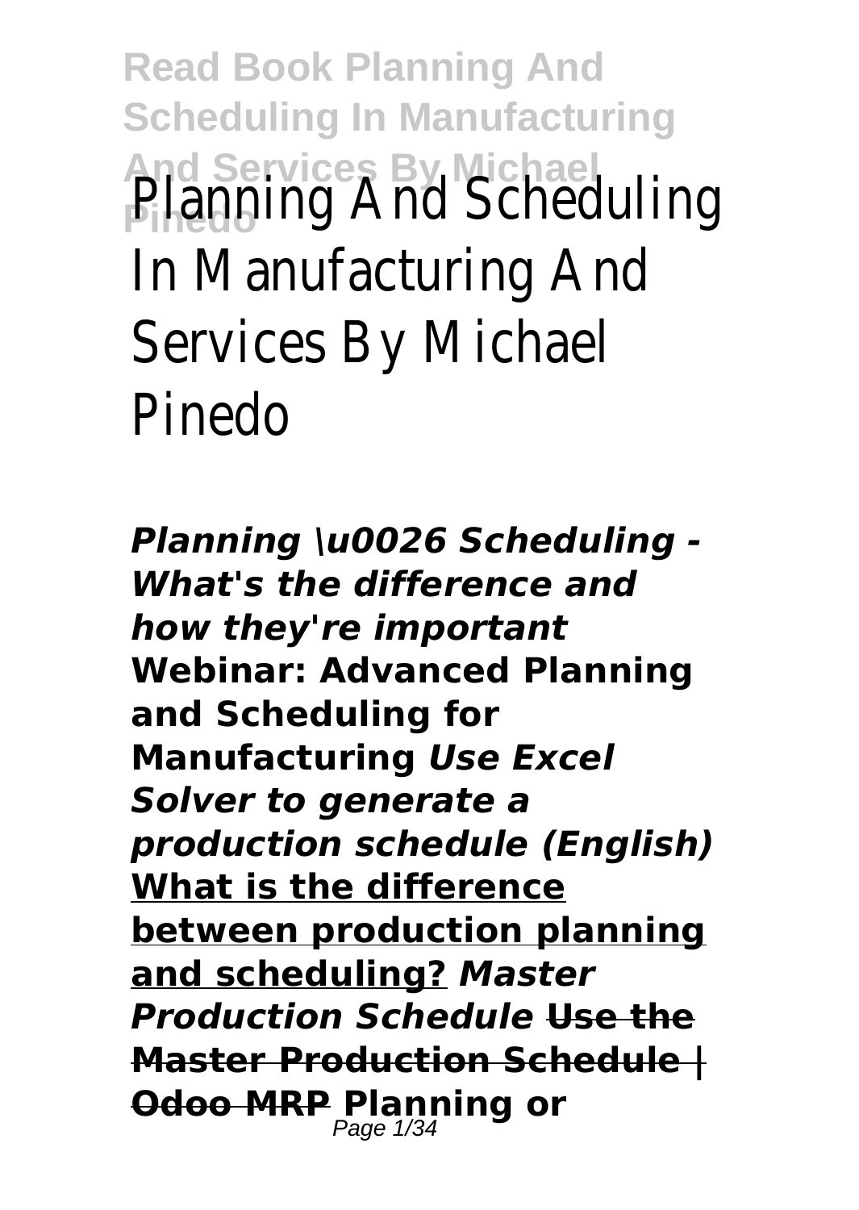# Planning And Scheduling In Manufacturing And Services By Michael Pinedo

***Planning \u0026 Scheduling - What's the difference and how they're important*** **Webinar: Advanced Planning and Scheduling for Manufacturing** ***Use Excel Solver to generate a production schedule (English)*** **What is the difference between production planning and scheduling?** ***Master Production Schedule*** ~~**Use the Master Production Schedule | Odoo MRP**~~ **Planning or**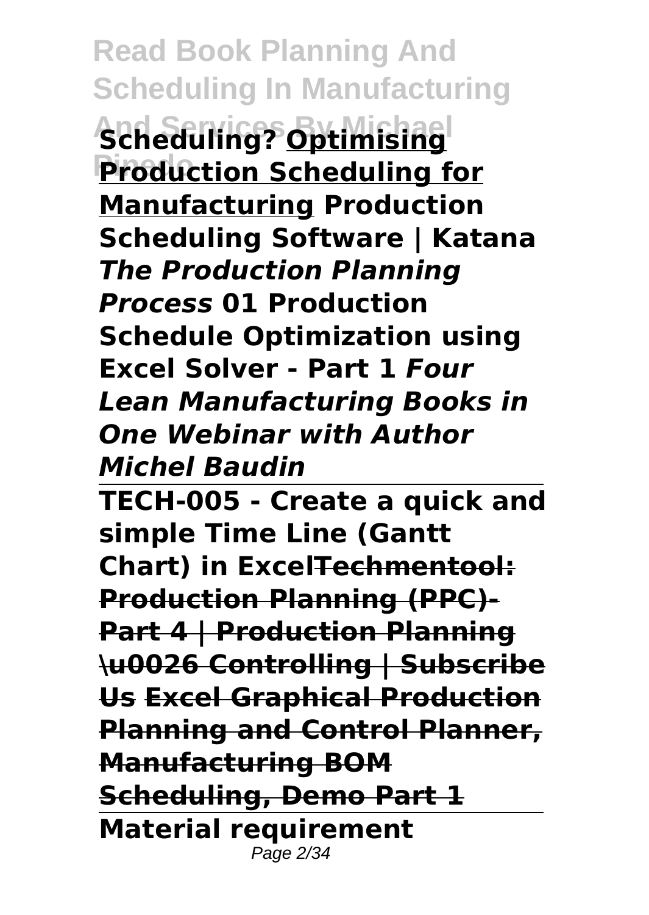**Scheduling? Optimising Production Scheduling for Manufacturing Production Scheduling Software | Katana *The Production Planning Process* 01 Production Schedule Optimization using Excel Solver - Part 1 *Four Lean Manufacturing Books in One Webinar with Author Michel Baudin***

---

**TECH-005 - Create a quick and simple Time Line (Gantt Chart) in Excel~~Techmentool: Production Planning (PPC)- Part 4 | Production Planning \u0026 Controlling | Subscribe Us~~ ~~Excel Graphical Production Planning and Control Planner, Manufacturing BOM Scheduling, Demo Part 1~~**

---

**Material requirement**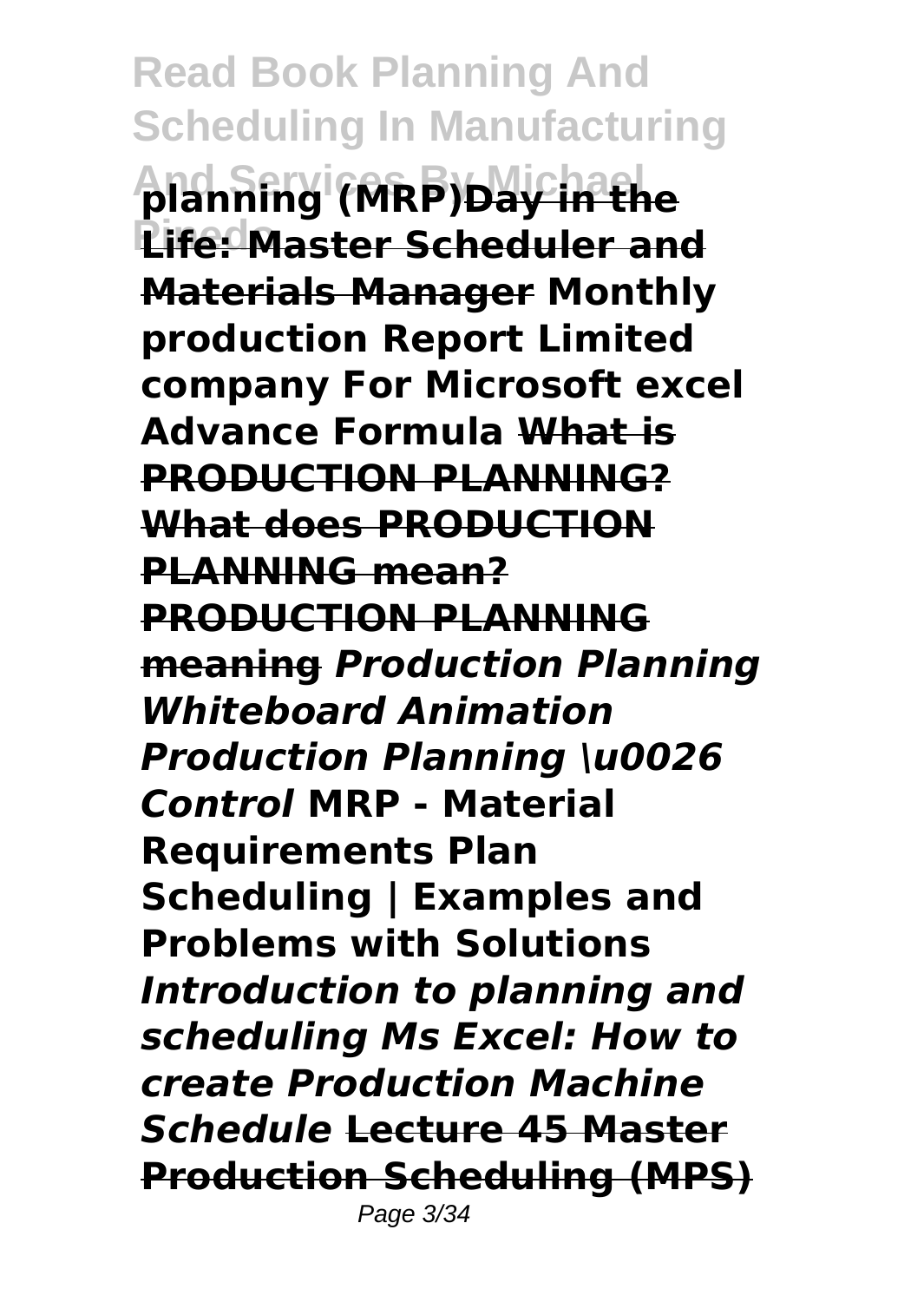**planning (MRP)~~Day in the Life: Master Scheduler and Materials Manager~~ Monthly production Report Limited company For Microsoft excel Advance Formula ~~What is PRODUCTION PLANNING? What does PRODUCTION PLANNING mean? PRODUCTION PLANNING meaning~~** ***Production Planning Whiteboard Animation Production Planning \u0026 Control*** **MRP - Material Requirements Plan Scheduling | Examples and Problems with Solutions** ***Introduction to planning and scheduling Ms Excel: How to create Production Machine Schedule*** **~~Lecture 45 Master Production Scheduling (MPS)~~**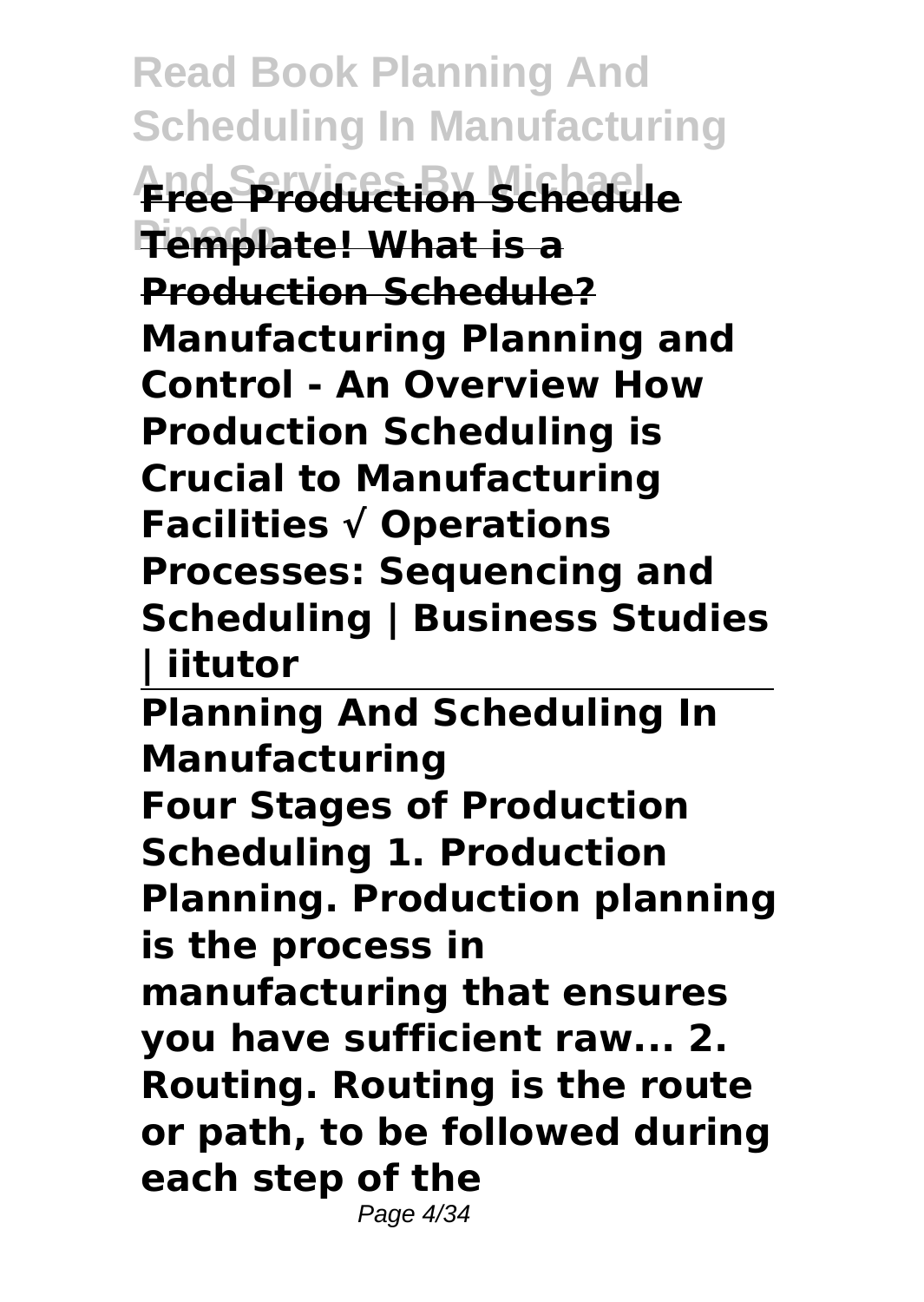**Free Production Schedule Template! What is a Production Schedule?** **Manufacturing Planning and Control - An Overview How Production Scheduling is Crucial to Manufacturing Facilities √ Operations Processes: Sequencing and Scheduling | Business Studies | iitutor**

**Planning And Scheduling In Manufacturing**

**Four Stages of Production Scheduling 1. Production Planning. Production planning is the process in manufacturing that ensures you have sufficient raw... 2. Routing. Routing is the route or path, to be followed during each step of the**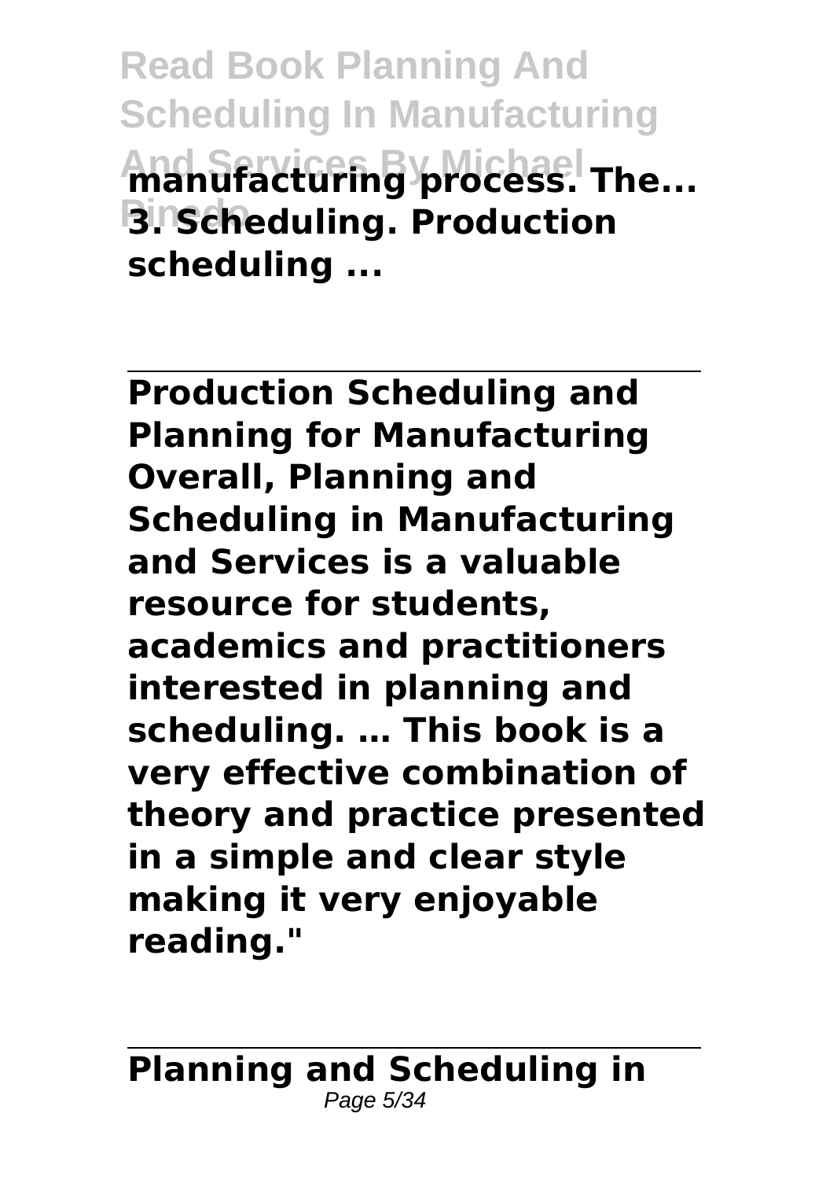**manufacturing process. The... 3. Scheduling. Production scheduling ...**

---

**Production Scheduling and Planning for Manufacturing**

**Overall, Planning and Scheduling in Manufacturing and Services is a valuable resource for students, academics and practitioners interested in planning and scheduling. … This book is a very effective combination of theory and practice presented in a simple and clear style making it very enjoyable reading."**

---

**Planning and Scheduling in**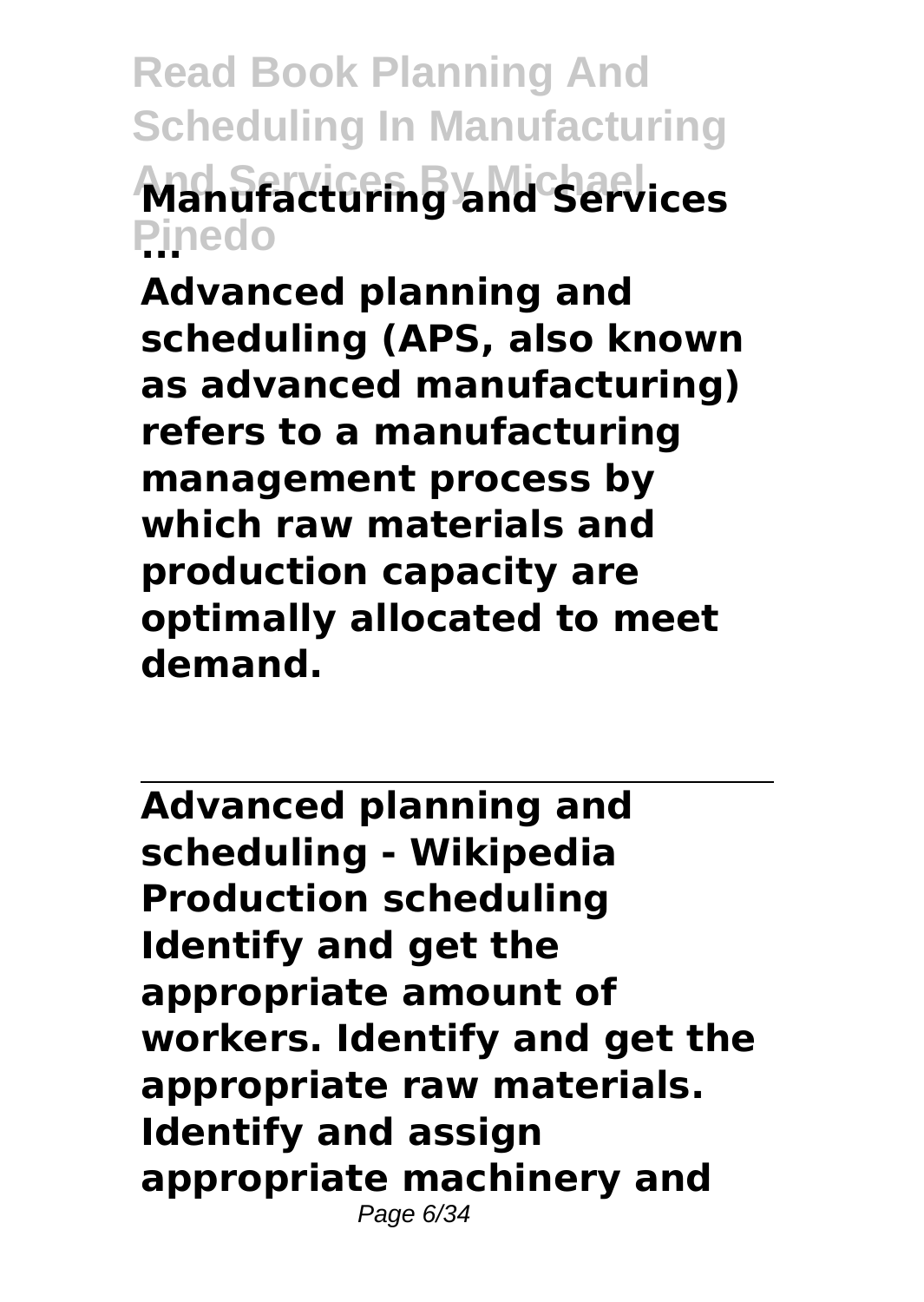**Manufacturing and Services ...**

**Advanced planning and scheduling (APS, also known as advanced manufacturing) refers to a manufacturing management process by which raw materials and production capacity are optimally allocated to meet demand.**

---

**Advanced planning and scheduling - Wikipedia**

**Production scheduling Identify and get the appropriate amount of workers. Identify and get the appropriate raw materials. Identify and assign appropriate machinery and**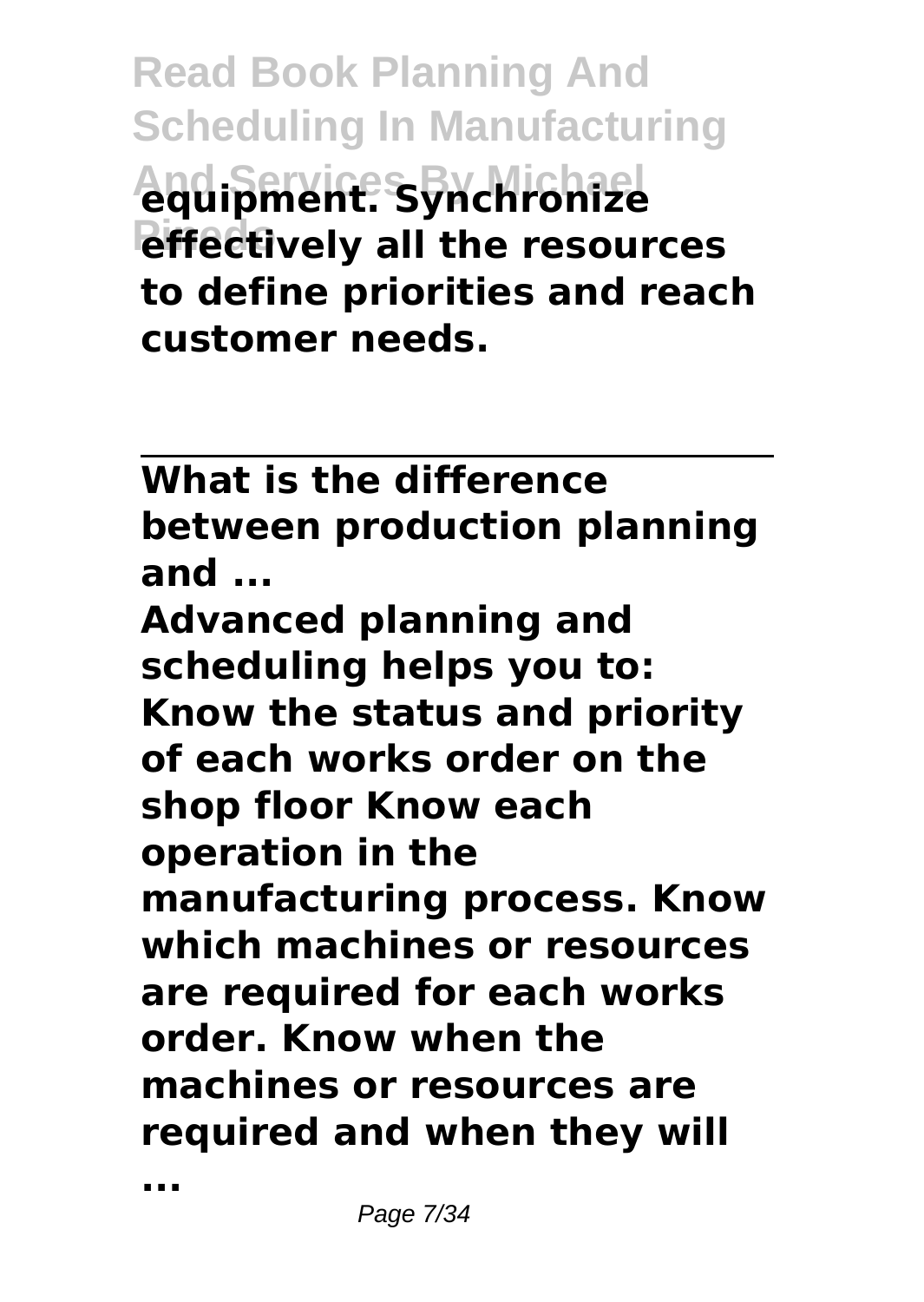**equipment. Synchronize effectively all the resources to define priorities and reach customer needs.**

---

**What is the difference between production planning and ...**

**Advanced planning and scheduling helps you to: Know the status and priority of each works order on the shop floor Know each operation in the manufacturing process. Know which machines or resources are required for each works order. Know when the machines or resources are required and when they will ...**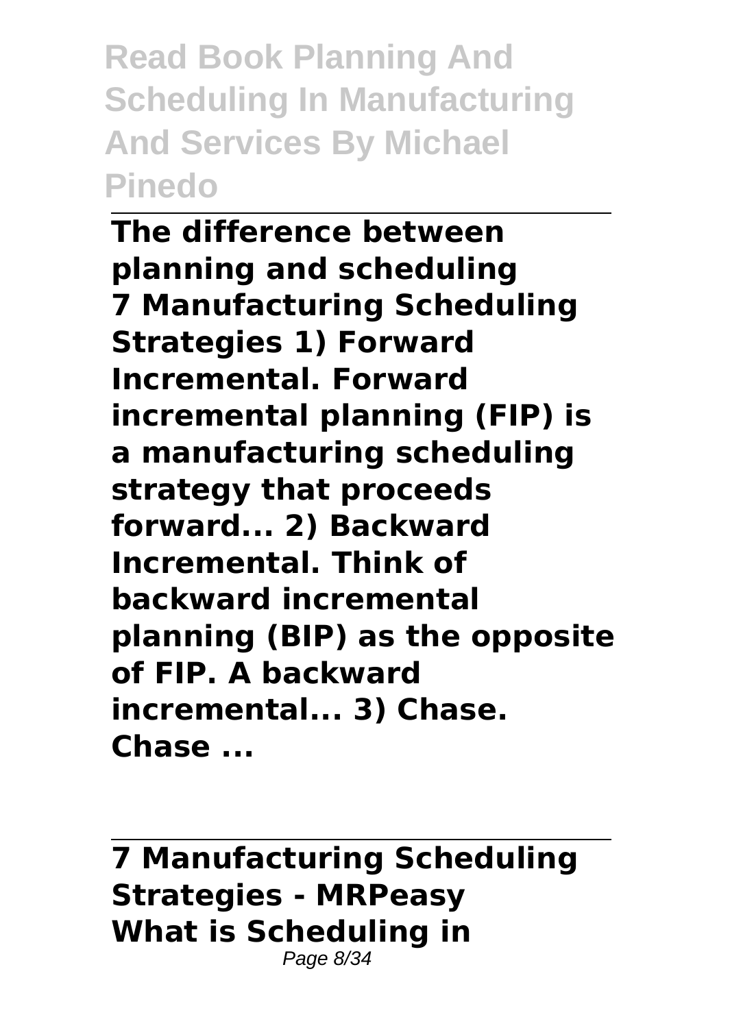**The difference between planning and scheduling**
**7 Manufacturing Scheduling Strategies 1) Forward Incremental. Forward incremental planning (FIP) is a manufacturing scheduling strategy that proceeds forward... 2) Backward Incremental. Think of backward incremental planning (BIP) as the opposite of FIP. A backward incremental... 3) Chase. Chase ...**

**7 Manufacturing Scheduling Strategies - MRPeasy**
**What is Scheduling in**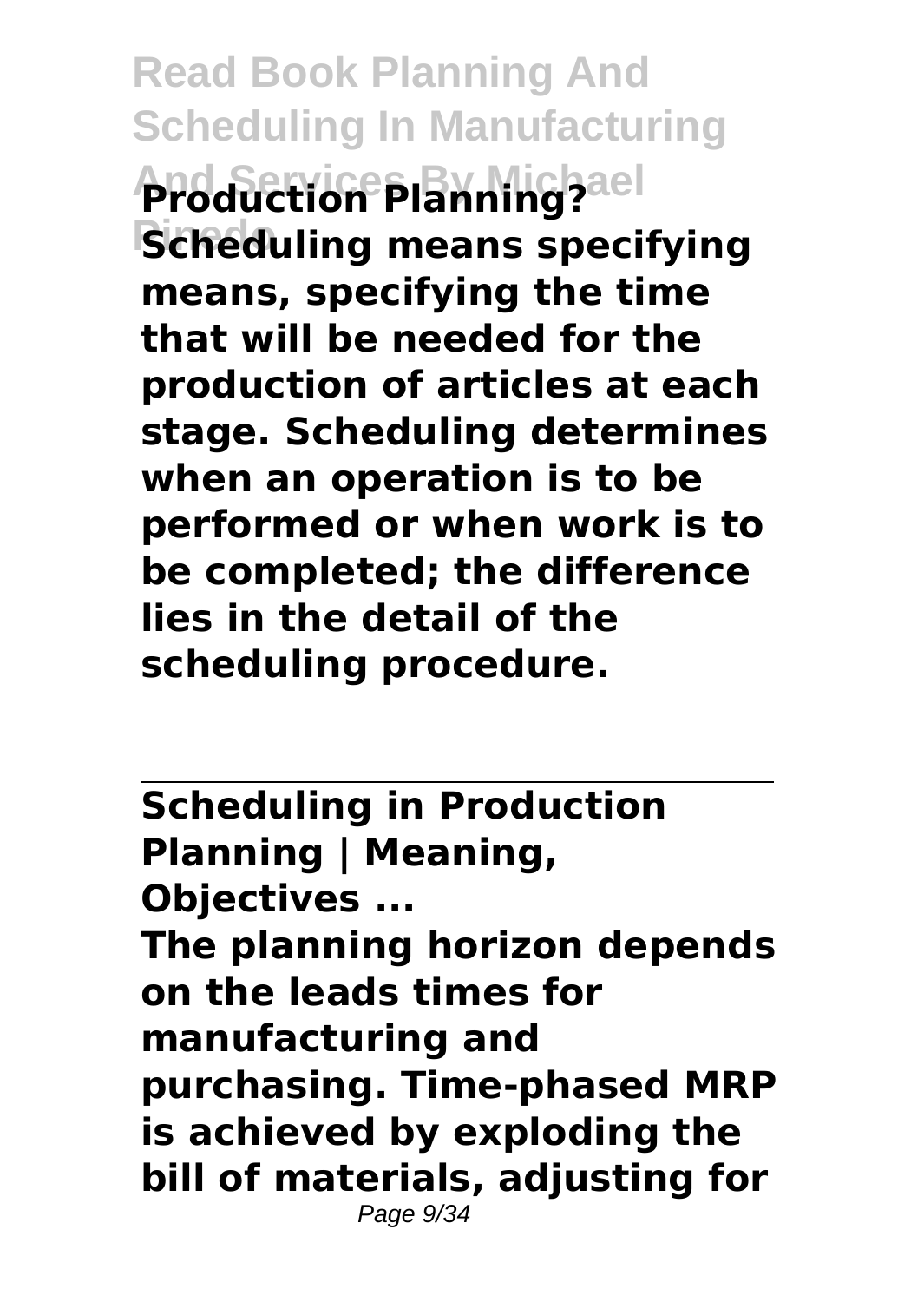**Production Planning?**

**Scheduling means specifying means, specifying the time that will be needed for the production of articles at each stage. Scheduling determines when an operation is to be performed or when work is to be completed; the difference lies in the detail of the scheduling procedure.**

---

**Scheduling in Production Planning | Meaning, Objectives ...**

**The planning horizon depends on the leads times for manufacturing and purchasing. Time-phased MRP is achieved by exploding the bill of materials, adjusting for**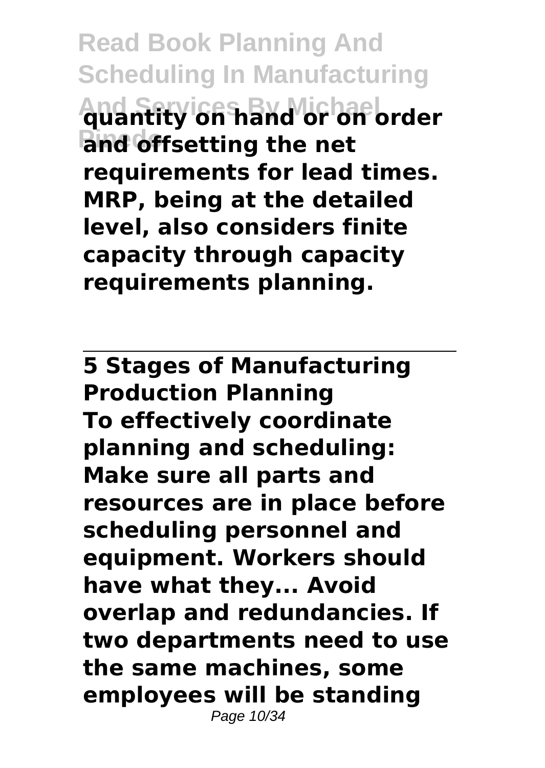**quantity on hand or on order and offsetting the net requirements for lead times. MRP, being at the detailed level, also considers finite capacity through capacity requirements planning.**

---

## 5 Stages of Manufacturing Production Planning

**To effectively coordinate planning and scheduling: Make sure all parts and resources are in place before scheduling personnel and equipment. Workers should have what they... Avoid overlap and redundancies. If two departments need to use the same machines, some employees will be standing**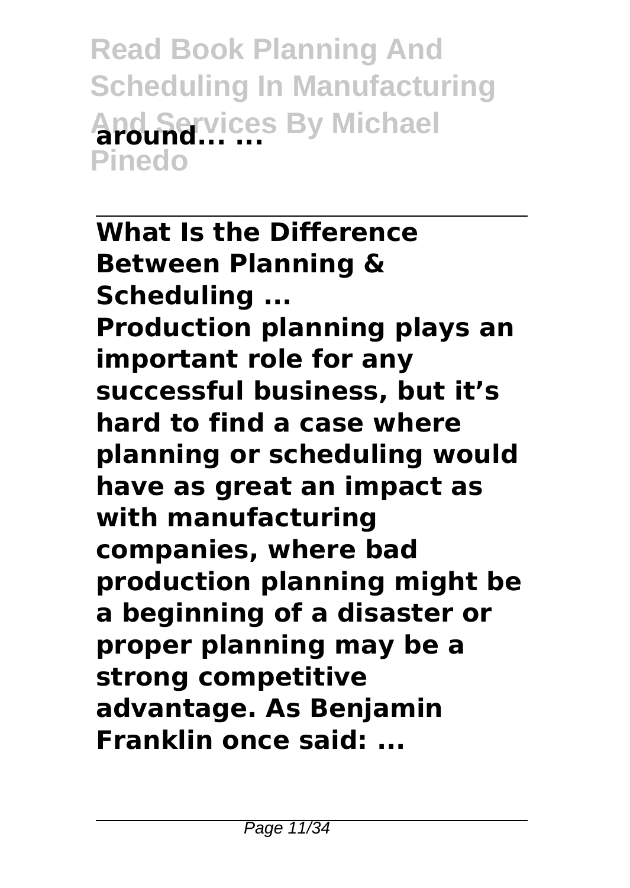**around... ...**

**What Is the Difference Between Planning & Scheduling ...**

**Production planning plays an important role for any successful business, but it's hard to find a case where planning or scheduling would have as great an impact as with manufacturing companies, where bad production planning might be a beginning of a disaster or proper planning may be a strong competitive advantage. As Benjamin Franklin once said: ...**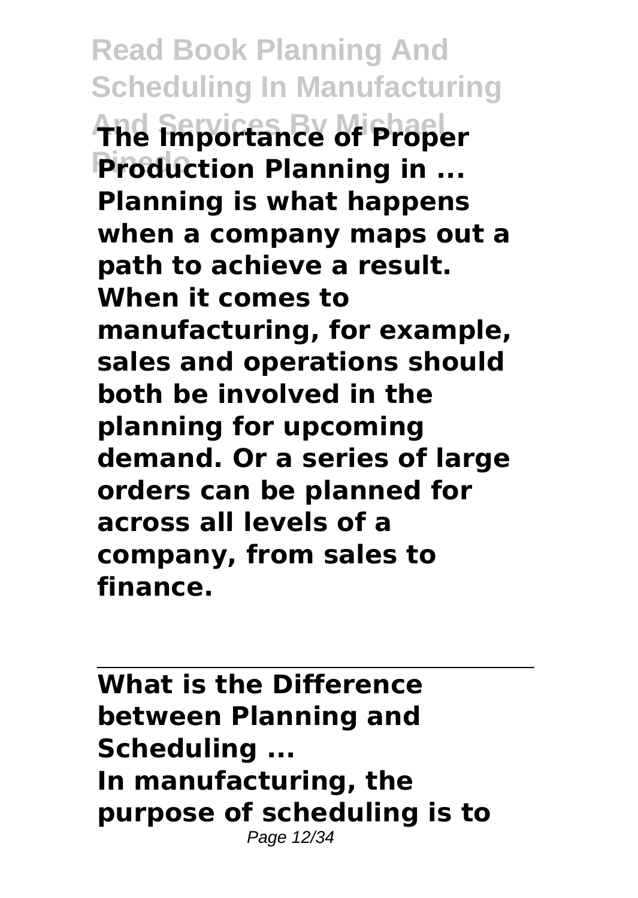**The Importance of Proper Production Planning in ...**
**Planning is what happens when a company maps out a path to achieve a result. When it comes to manufacturing, for example, sales and operations should both be involved in the planning for upcoming demand. Or a series of large orders can be planned for across all levels of a company, from sales to finance.**

---

**What is the Difference between Planning and Scheduling ...**
**In manufacturing, the purpose of scheduling is to**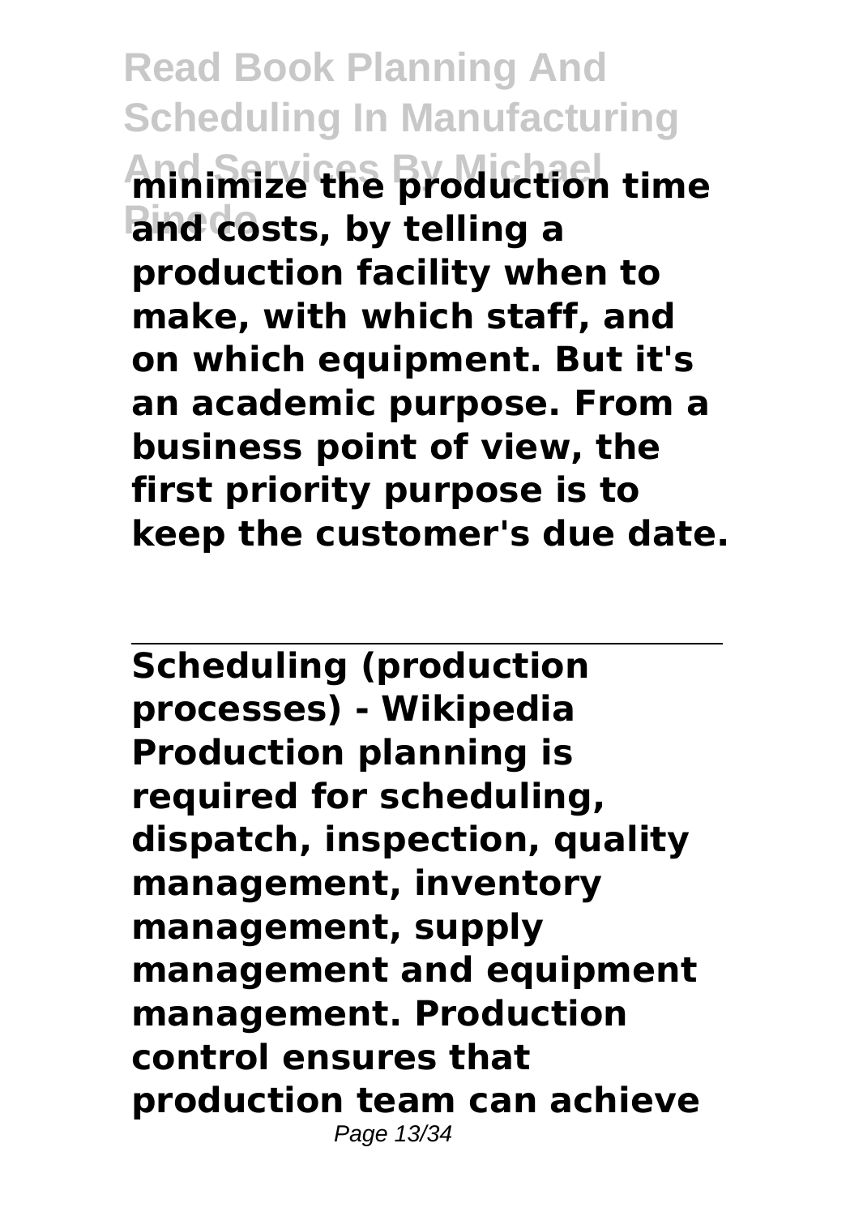**minimize the production time and costs, by telling a production facility when to make, with which staff, and on which equipment. But it's an academic purpose. From a business point of view, the first priority purpose is to keep the customer's due date.**

---

**Scheduling (production processes) - Wikipedia**
**Production planning is required for scheduling, dispatch, inspection, quality management, inventory management, supply management and equipment management. Production control ensures that production team can achieve**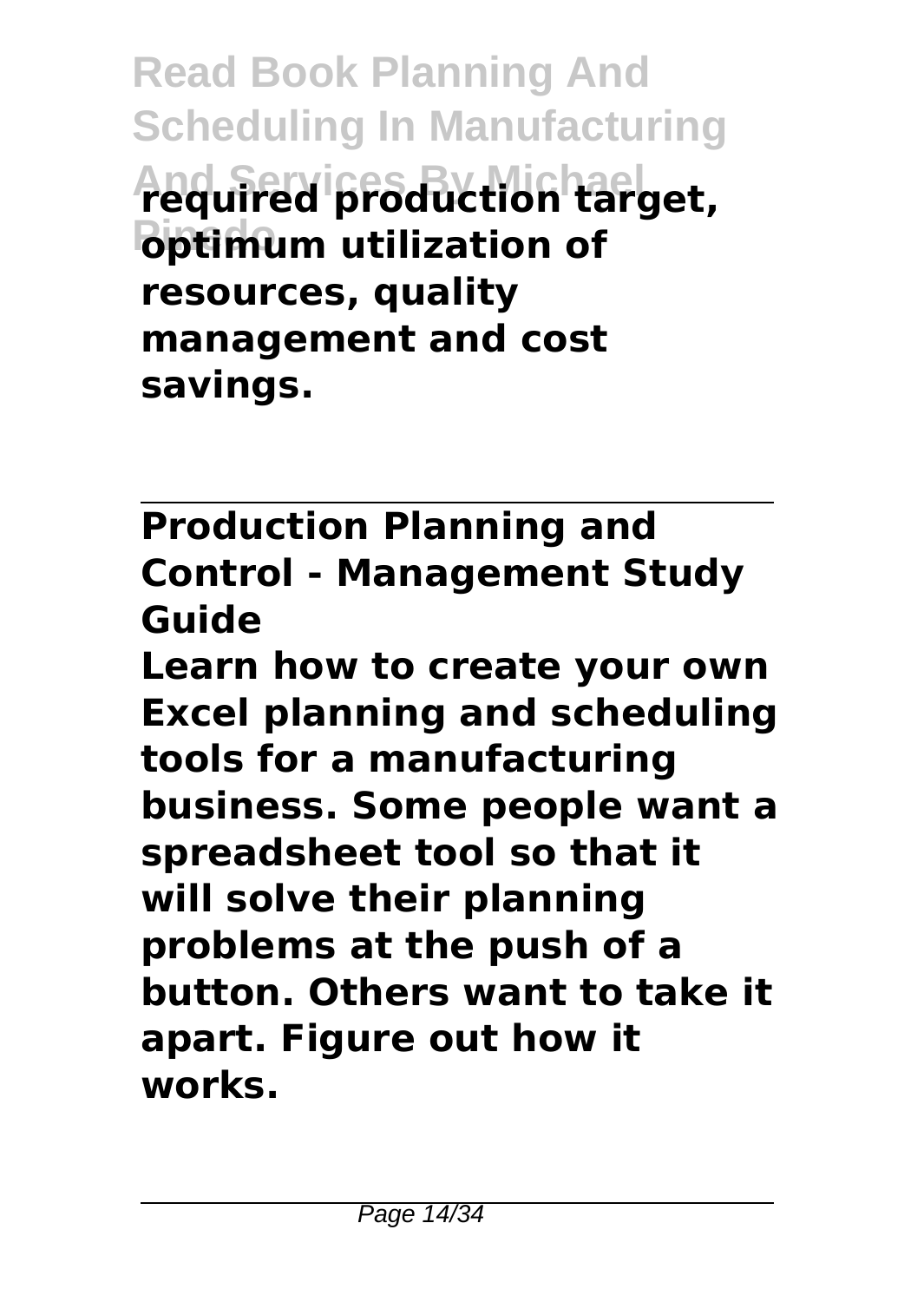required production target, optimum utilization of resources, quality management and cost savings.

## Production Planning and Control - Management Study Guide

Learn how to create your own Excel planning and scheduling tools for a manufacturing business. Some people want a spreadsheet tool so that it will solve their planning problems at the push of a button. Others want to take it apart. Figure out how it works.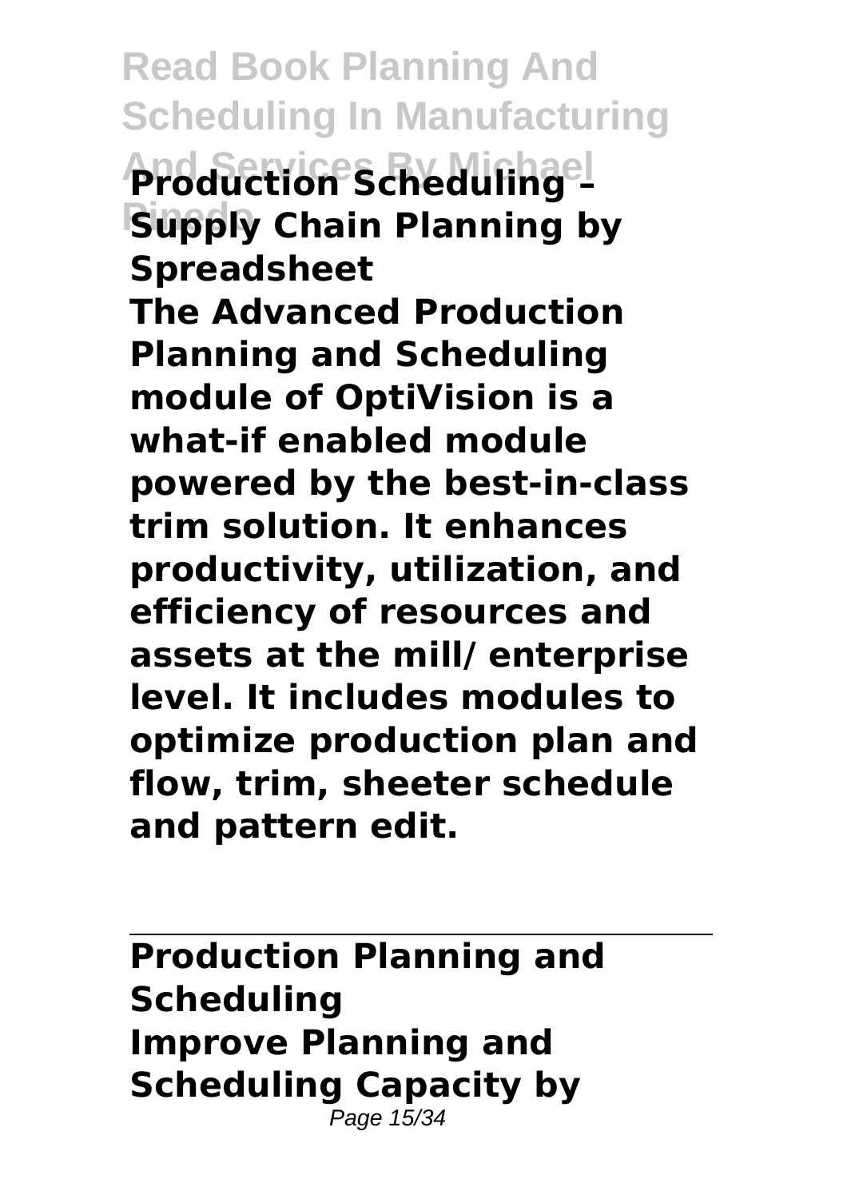**Production Scheduling – Supply Chain Planning by Spreadsheet**

**The Advanced Production Planning and Scheduling module of OptiVision is a what-if enabled module powered by the best-in-class trim solution. It enhances productivity, utilization, and efficiency of resources and assets at the mill/ enterprise level. It includes modules to optimize production plan and flow, trim, sheeter schedule and pattern edit.**

---

**Production Planning and Scheduling**

**Improve Planning and Scheduling Capacity by**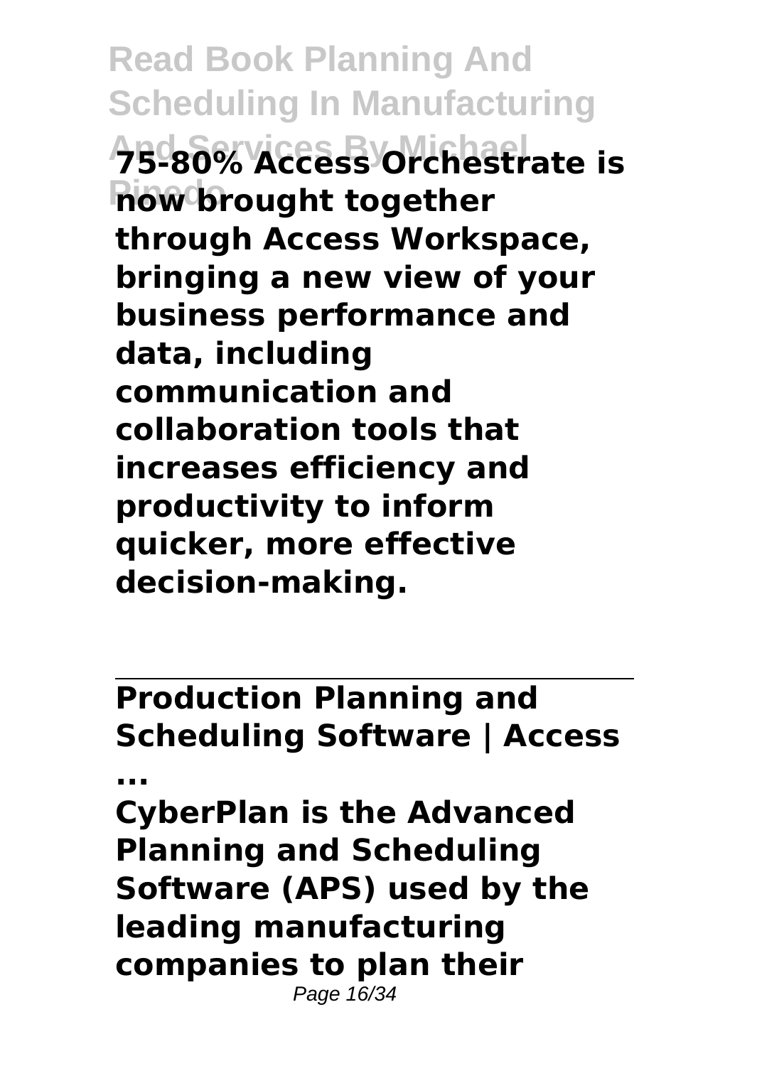**75-80% Access Orchestrate is now brought together through Access Workspace, bringing a new view of your business performance and data, including communication and collaboration tools that increases efficiency and productivity to inform quicker, more effective decision-making.**

---

**Production Planning and Scheduling Software | Access ...**

**CyberPlan is the Advanced Planning and Scheduling Software (APS) used by the leading manufacturing companies to plan their**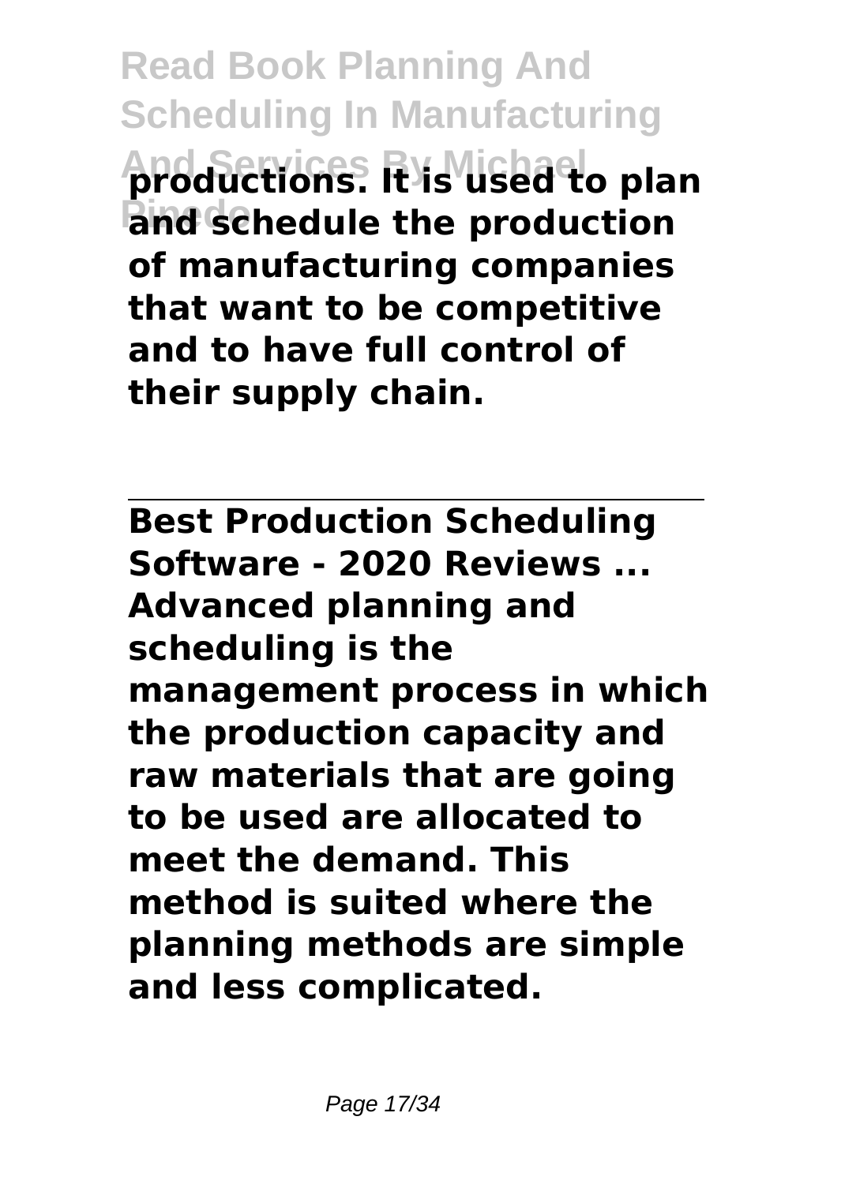**productions. It is used to plan and schedule the production of manufacturing companies that want to be competitive and to have full control of their supply chain.**

---

**Best Production Scheduling Software - 2020 Reviews ...**

**Advanced planning and scheduling is the management process in which the production capacity and raw materials that are going to be used are allocated to meet the demand. This method is suited where the planning methods are simple and less complicated.**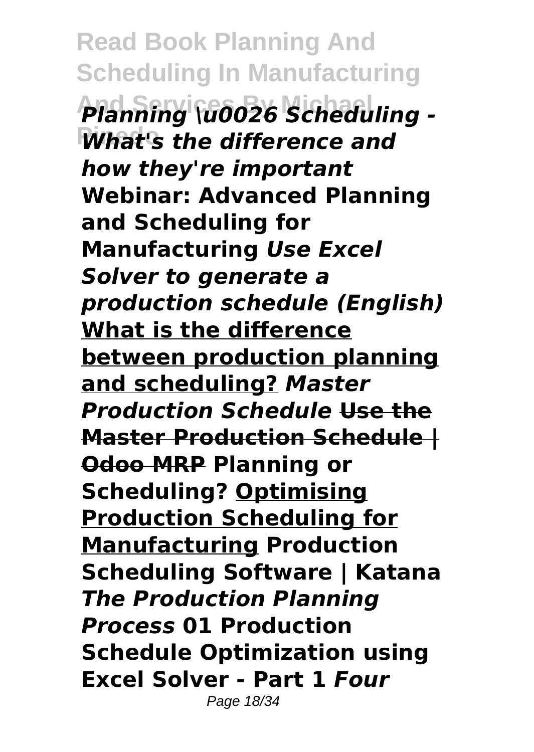*Planning \u0026 Scheduling - What's the difference and how they're important* **Webinar: Advanced Planning and Scheduling for Manufacturing** *Use Excel Solver to generate a production schedule (English)* **What is the difference between production planning and scheduling?** *Master Production Schedule* ~~**Use the Master Production Schedule | Odoo MRP**~~ **Planning or Scheduling?** **Optimising Production Scheduling for Manufacturing** **Production Scheduling Software | Katana** *The Production Planning Process* **01 Production Schedule Optimization using Excel Solver - Part 1** *Four*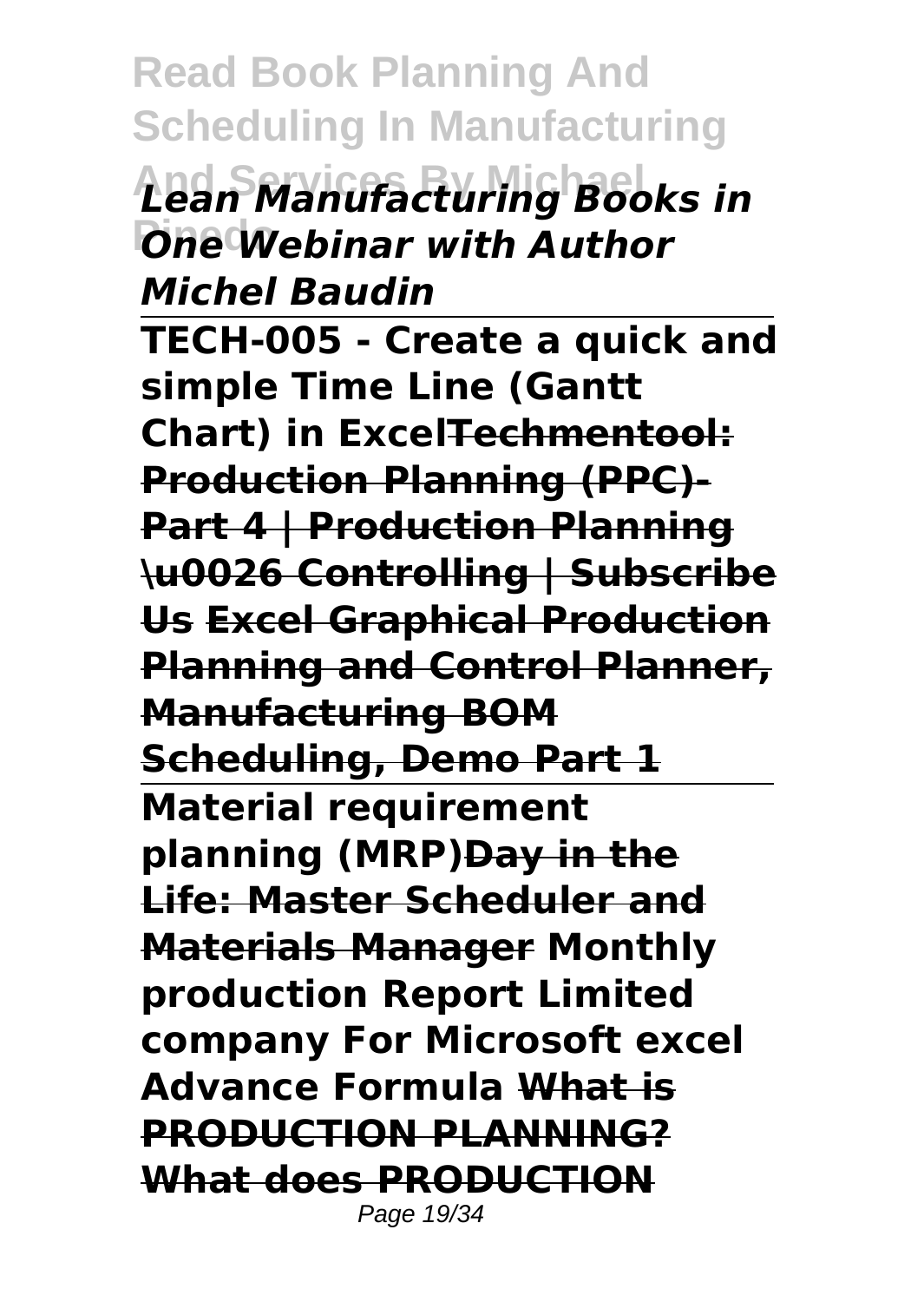***Lean Manufacturing Books in One Webinar with Author Michel Baudin***

---

**TECH-005 - Create a quick and simple Time Line (Gantt Chart) in Excel~~Techmentool: Production Planning (PPC)-Part 4 | Production Planning \u0026 Controlling | Subscribe Us~~ ~~Excel Graphical Production Planning and Control Planner, Manufacturing BOM Scheduling, Demo Part 1~~**

---

**Material requirement planning (MRP)~~Day in the Life: Master Scheduler and Materials Manager~~ Monthly production Report Limited company For Microsoft excel Advance Formula ~~What is PRODUCTION PLANNING? What does PRODUCTION~~**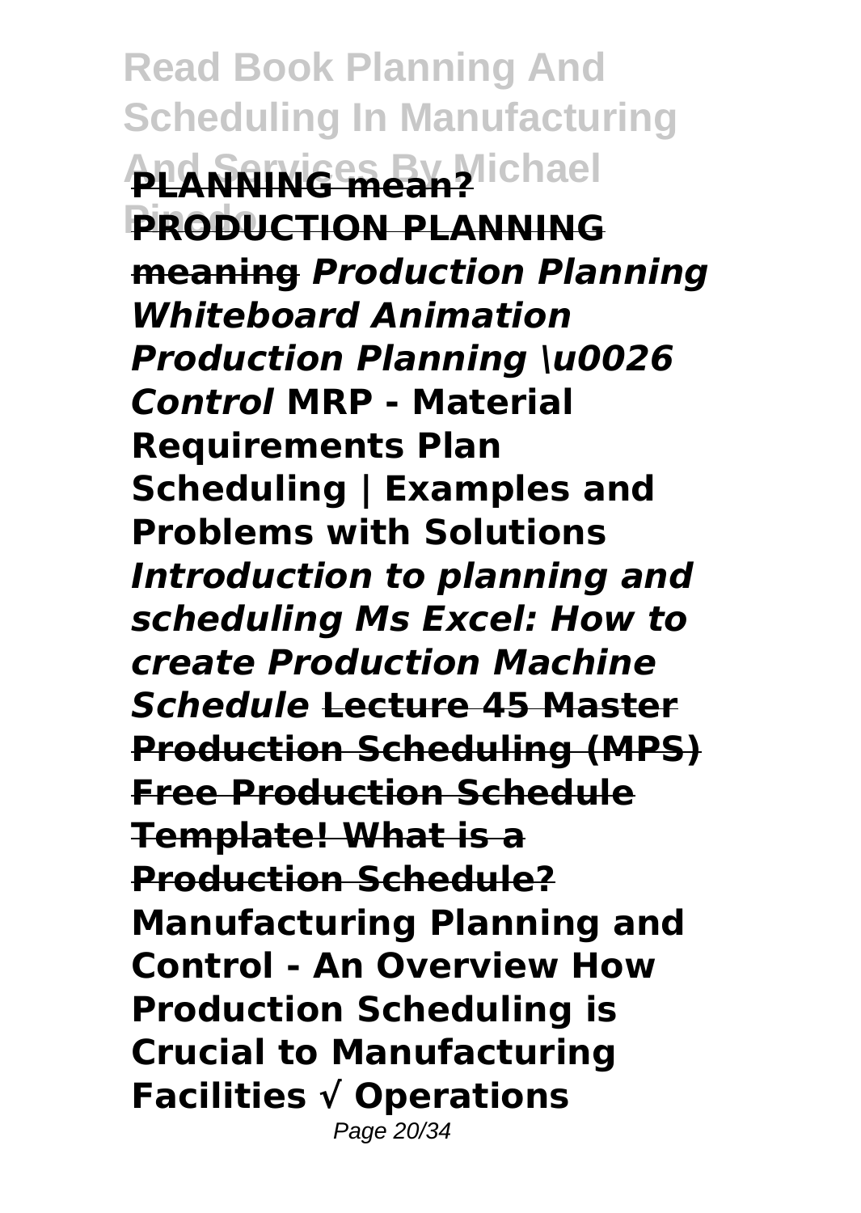**PLANNING mean?** **PRODUCTION PLANNING meaning** ***Production Planning Whiteboard Animation*** ***Production Planning \u0026 Control*** **MRP - Material Requirements Plan Scheduling | Examples and Problems with Solutions** ***Introduction to planning and scheduling*** ***Ms Excel: How to create Production Machine Schedule*** **Lecture 45 Master Production Scheduling (MPS)** **Free Production Schedule Template! What is a Production Schedule?** **Manufacturing Planning and Control - An Overview** **How Production Scheduling is Crucial to Manufacturing Facilities √ Operations**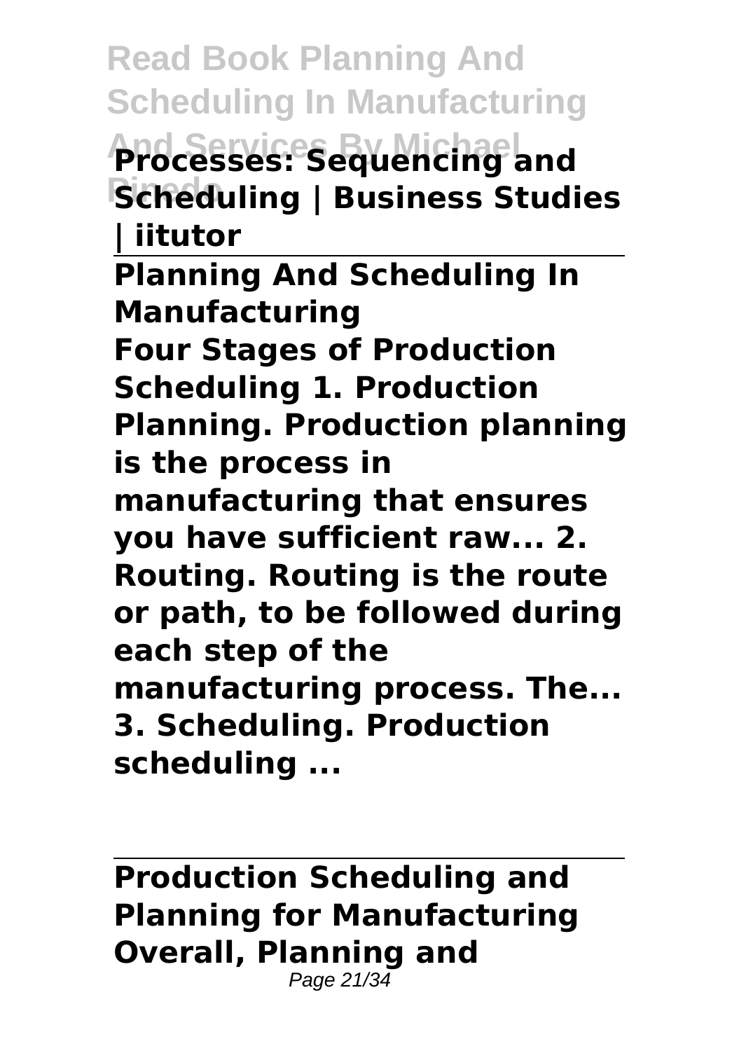**Processes: Sequencing and Scheduling | Business Studies | iitutor**

---

**Planning And Scheduling In Manufacturing**

**Four Stages of Production Scheduling 1. Production Planning. Production planning is the process in manufacturing that ensures you have sufficient raw... 2. Routing. Routing is the route or path, to be followed during each step of the manufacturing process. The... 3. Scheduling. Production scheduling ...**

---

**Production Scheduling and Planning for Manufacturing**

**Overall, Planning and**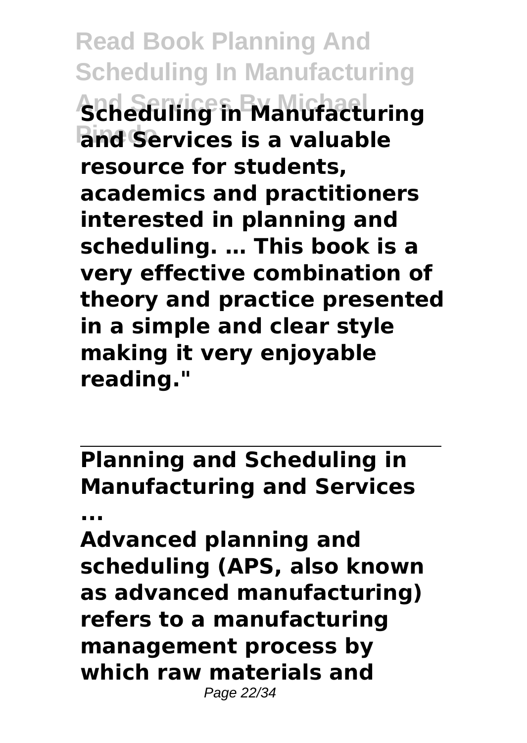**Scheduling in Manufacturing and Services is a valuable resource for students, academics and practitioners interested in planning and scheduling. … This book is a very effective combination of theory and practice presented in a simple and clear style making it very enjoyable reading."**

## Planning and Scheduling in Manufacturing and Services ...

**Advanced planning and scheduling (APS, also known as advanced manufacturing) refers to a manufacturing management process by which raw materials and**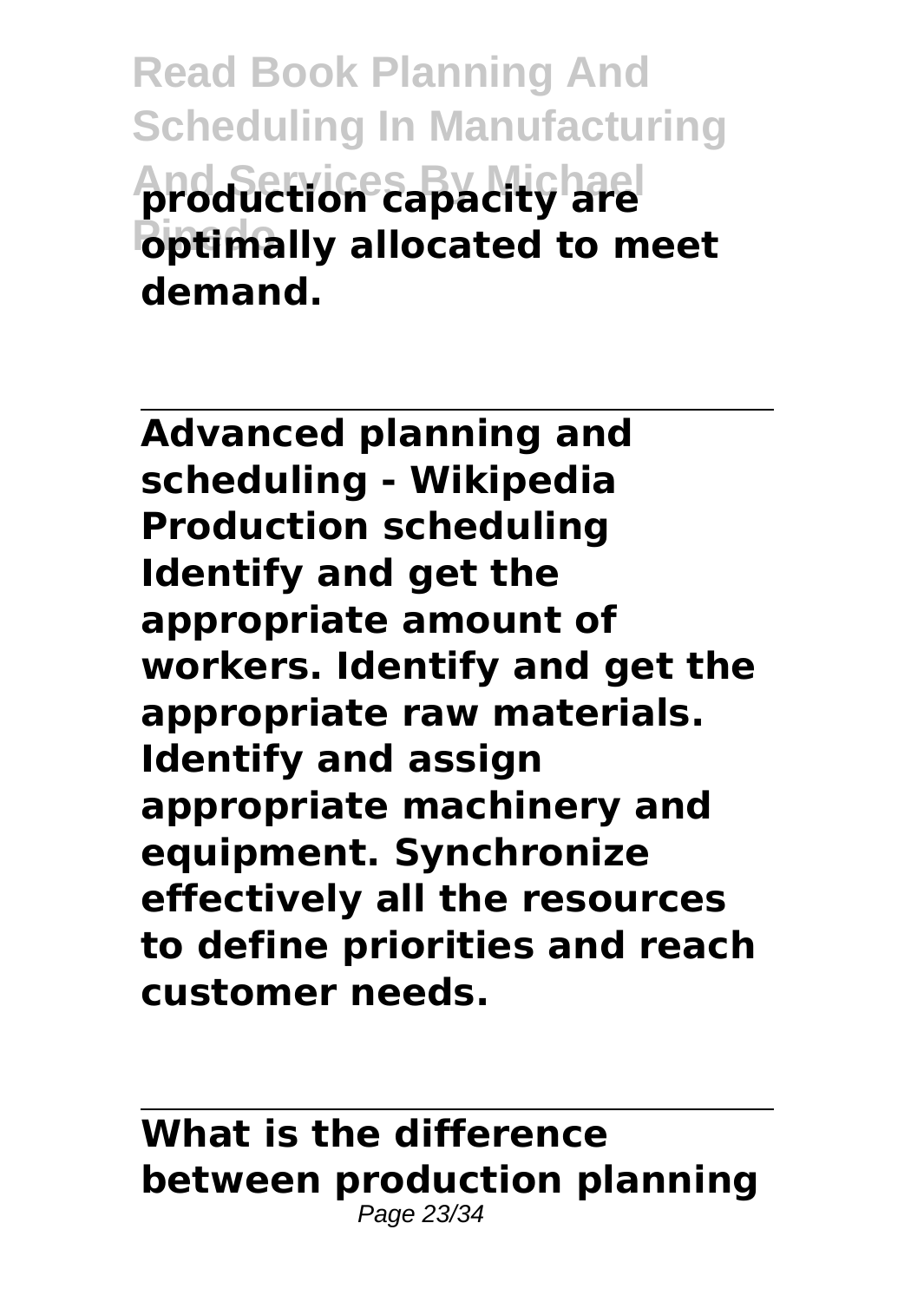**production capacity are optimally allocated to meet demand.**

---

**Advanced planning and scheduling - Wikipedia**
**Production scheduling Identify and get the appropriate amount of workers. Identify and get the appropriate raw materials. Identify and assign appropriate machinery and equipment. Synchronize effectively all the resources to define priorities and reach customer needs.**

---

**What is the difference between production planning**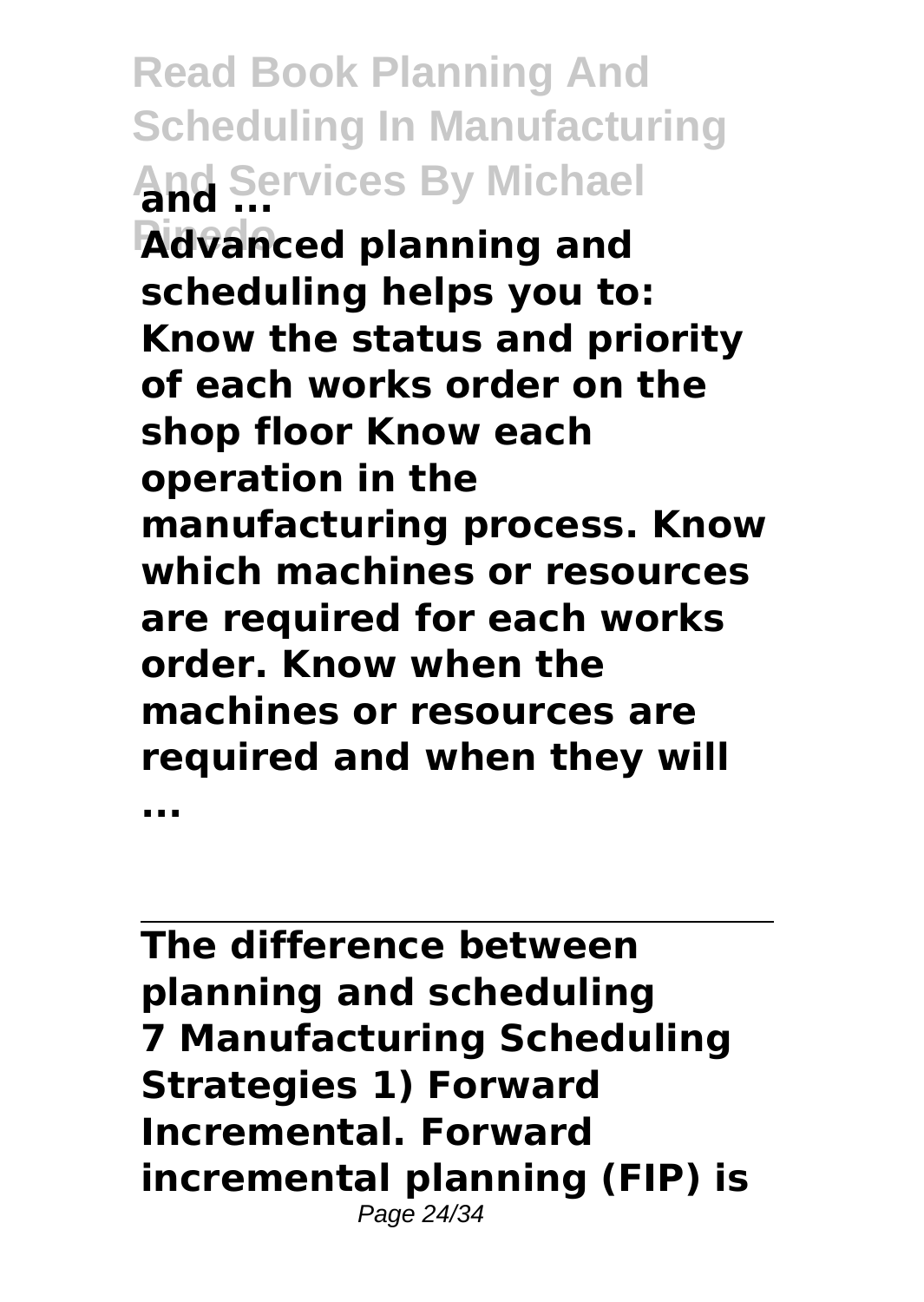**Advanced planning and scheduling helps you to: Know the status and priority of each works order on the shop floor Know each operation in the manufacturing process. Know which machines or resources are required for each works order. Know when the machines or resources are required and when they will ...**

---

**The difference between planning and scheduling**
**7 Manufacturing Scheduling Strategies 1) Forward Incremental. Forward incremental planning (FIP) is**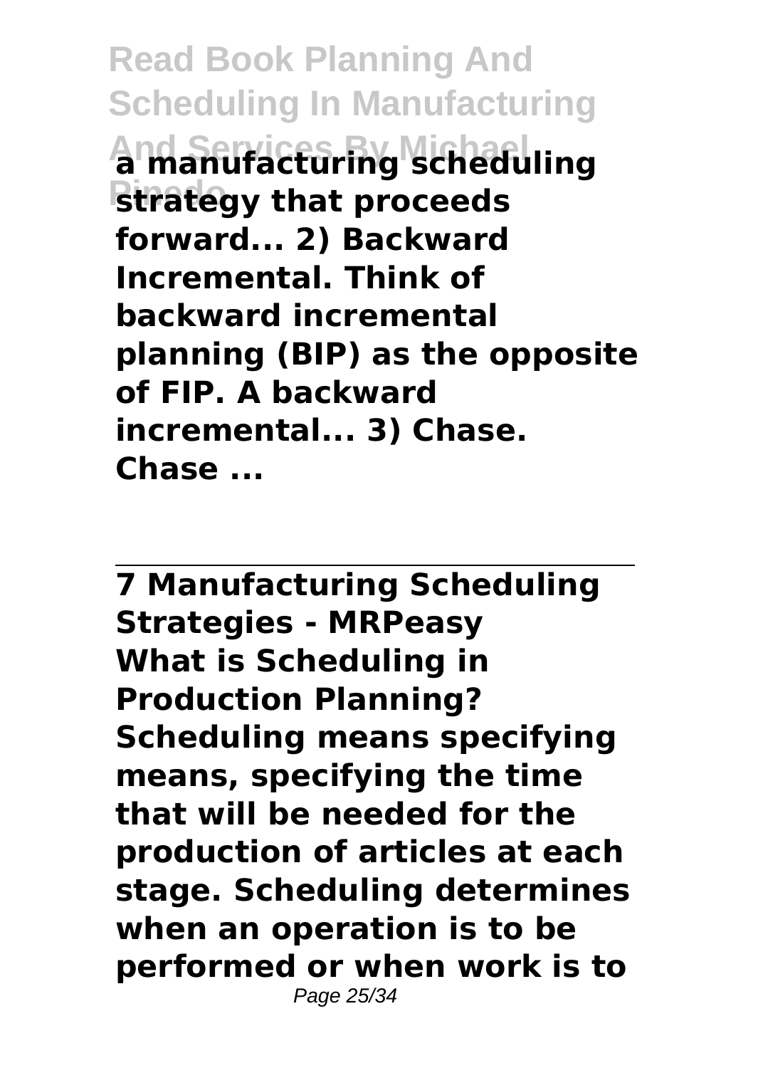**a manufacturing scheduling strategy that proceeds forward... 2) Backward Incremental. Think of backward incremental planning (BIP) as the opposite of FIP. A backward incremental... 3) Chase. Chase ...**

---

**7 Manufacturing Scheduling Strategies - MRPeasy**

**What is Scheduling in Production Planning? Scheduling means specifying means, specifying the time that will be needed for the production of articles at each stage. Scheduling determines when an operation is to be performed or when work is to**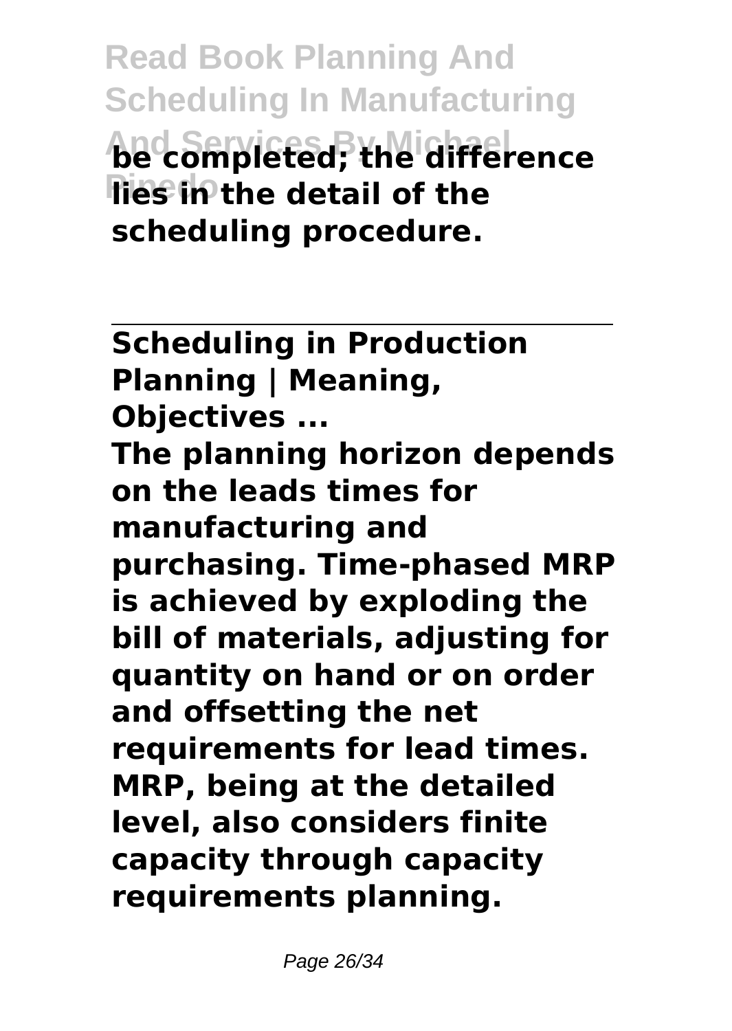**be completed; the difference lies in the detail of the scheduling procedure.**

---

**Scheduling in Production Planning | Meaning, Objectives ...**

**The planning horizon depends on the leads times for manufacturing and purchasing. Time-phased MRP is achieved by exploding the bill of materials, adjusting for quantity on hand or on order and offsetting the net requirements for lead times. MRP, being at the detailed level, also considers finite capacity through capacity requirements planning.**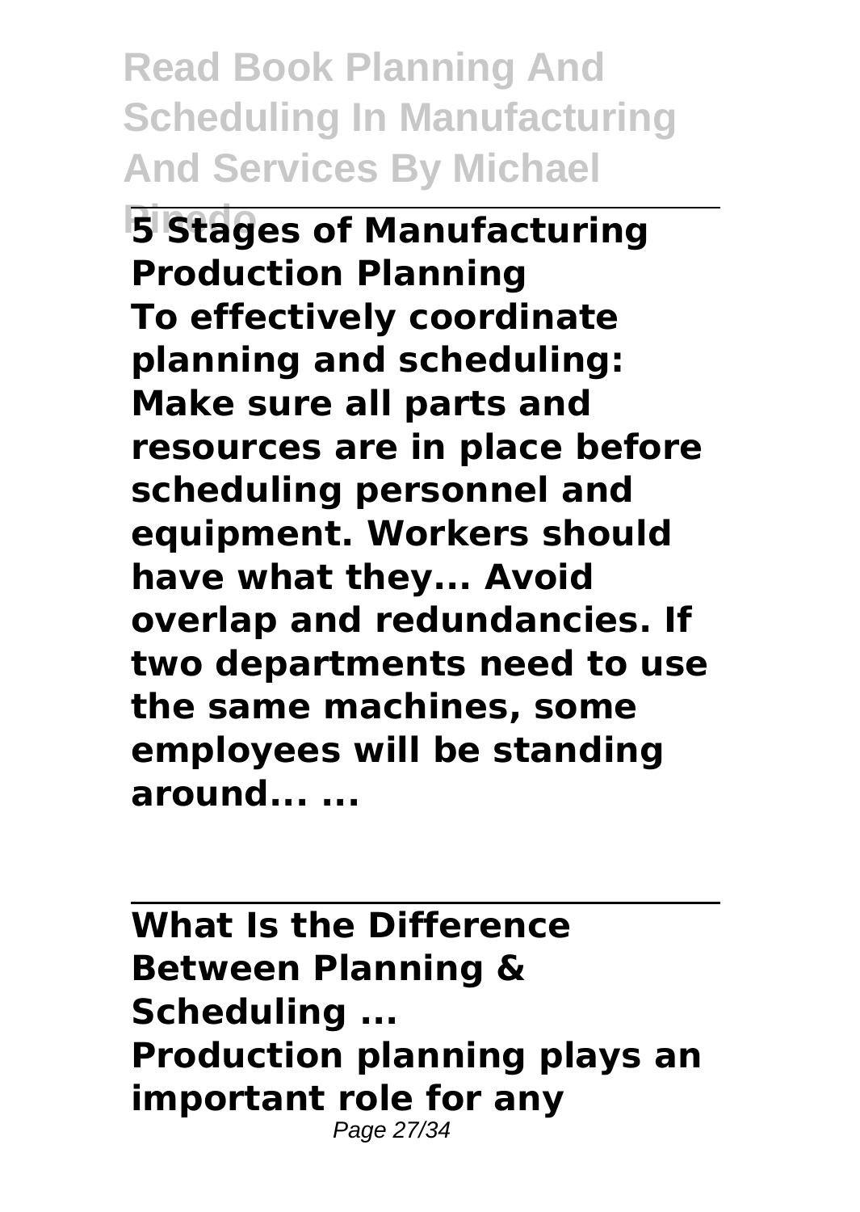**5 Stages of Manufacturing Production Planning**

**To effectively coordinate planning and scheduling: Make sure all parts and resources are in place before scheduling personnel and equipment. Workers should have what they... Avoid overlap and redundancies. If two departments need to use the same machines, some employees will be standing around... ...**

---

**What Is the Difference Between Planning & Scheduling ...**

**Production planning plays an important role for any**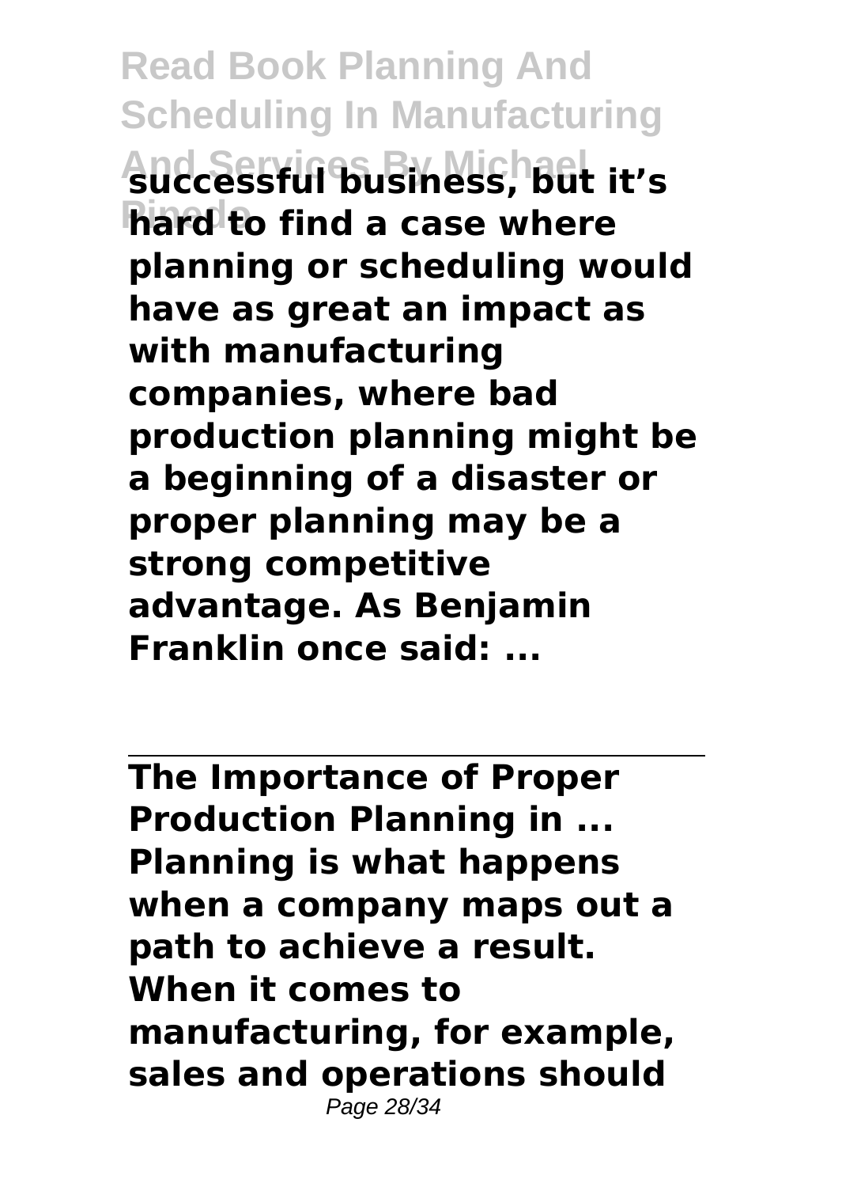**successful business, but it's hard to find a case where planning or scheduling would have as great an impact as with manufacturing companies, where bad production planning might be a beginning of a disaster or proper planning may be a strong competitive advantage. As Benjamin Franklin once said: ...**

---

**The Importance of Proper Production Planning in ...**
**Planning is what happens when a company maps out a path to achieve a result. When it comes to manufacturing, for example, sales and operations should**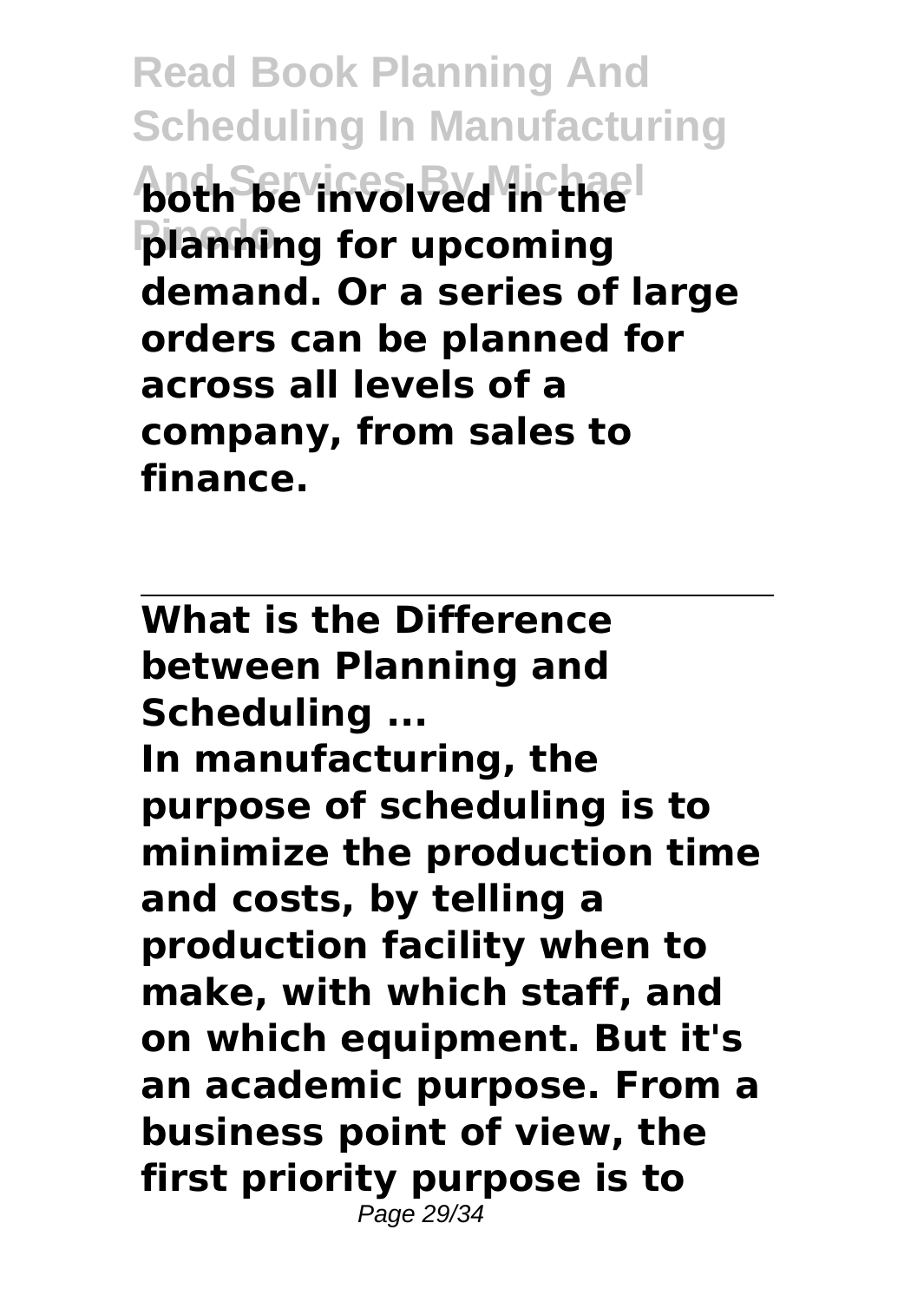both be involved in the planning for upcoming demand. Or a series of large orders can be planned for across all levels of a company, from sales to finance.

---

**What is the Difference between Planning and Scheduling ...**

In manufacturing, the purpose of scheduling is to minimize the production time and costs, by telling a production facility when to make, with which staff, and on which equipment. But it's an academic purpose. From a business point of view, the first priority purpose is to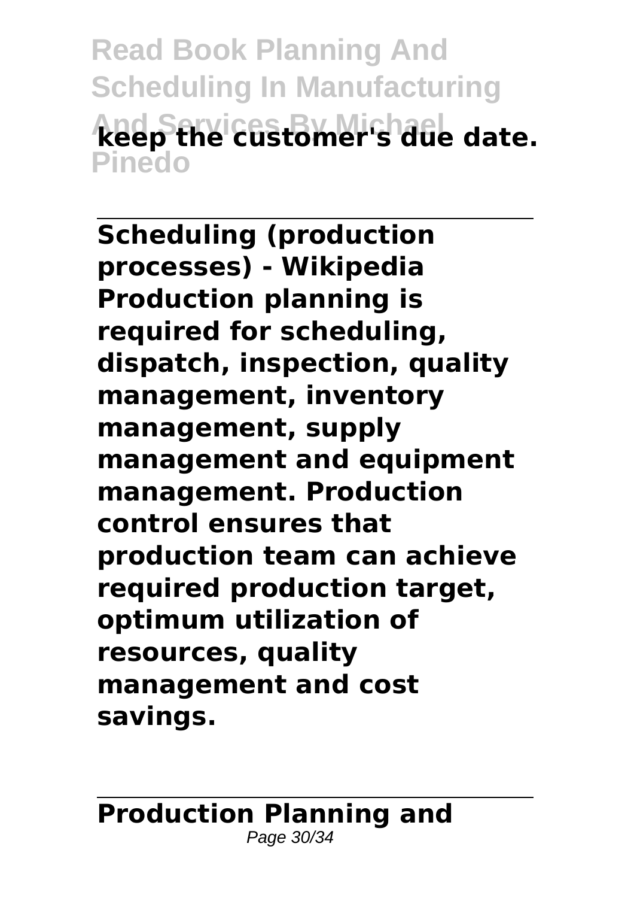**keep the customer's due date.**

---

**Scheduling (production processes) - Wikipedia**
**Production planning is required for scheduling, dispatch, inspection, quality management, inventory management, supply management and equipment management. Production control ensures that production team can achieve required production target, optimum utilization of resources, quality management and cost savings.**

---

**Production Planning and**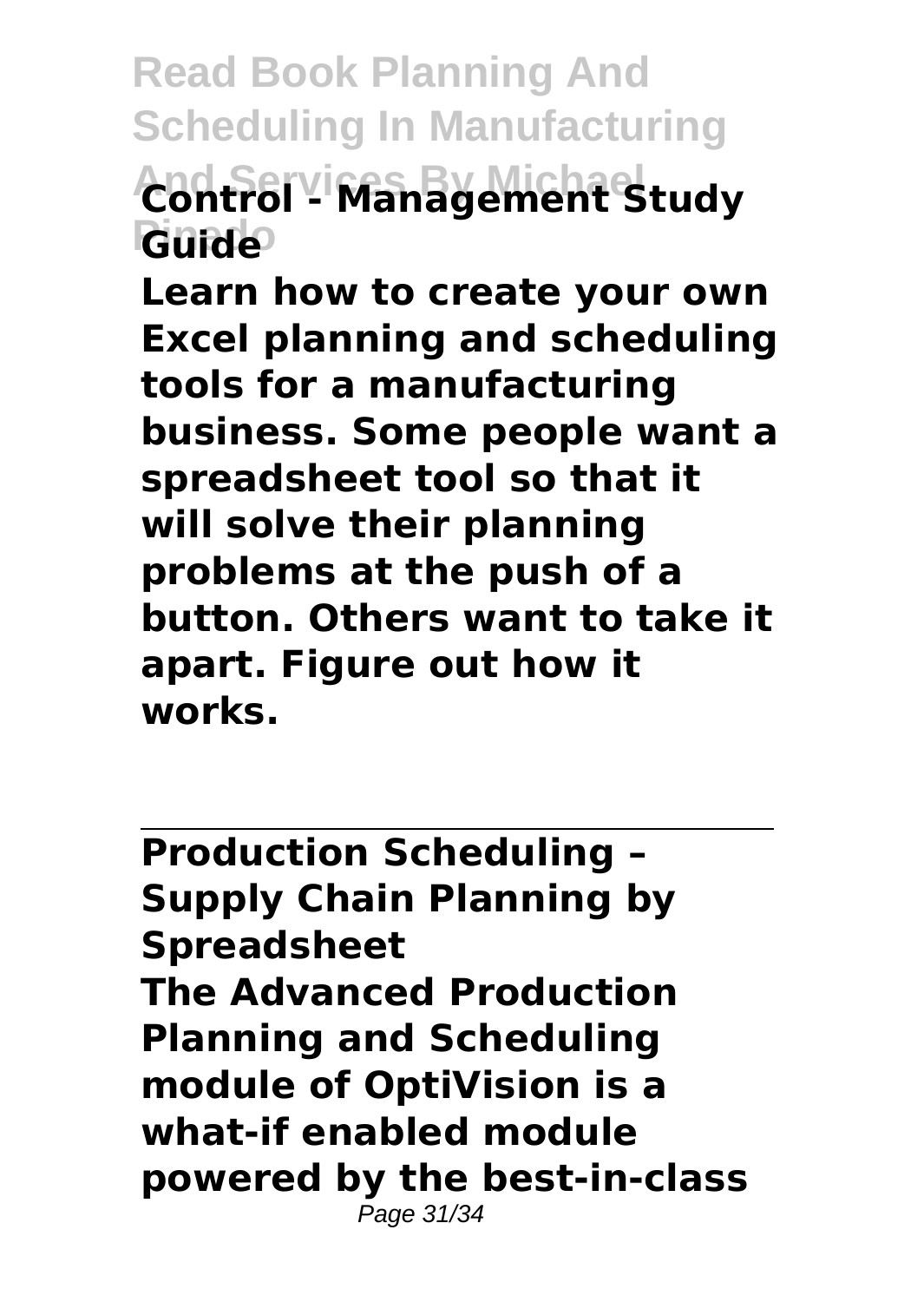**Control - Management Study Guide**

**Learn how to create your own Excel planning and scheduling tools for a manufacturing business. Some people want a spreadsheet tool so that it will solve their planning problems at the push of a button. Others want to take it apart. Figure out how it works.**

---

**Production Scheduling – Supply Chain Planning by Spreadsheet**

**The Advanced Production Planning and Scheduling module of OptiVision is a what-if enabled module powered by the best-in-class**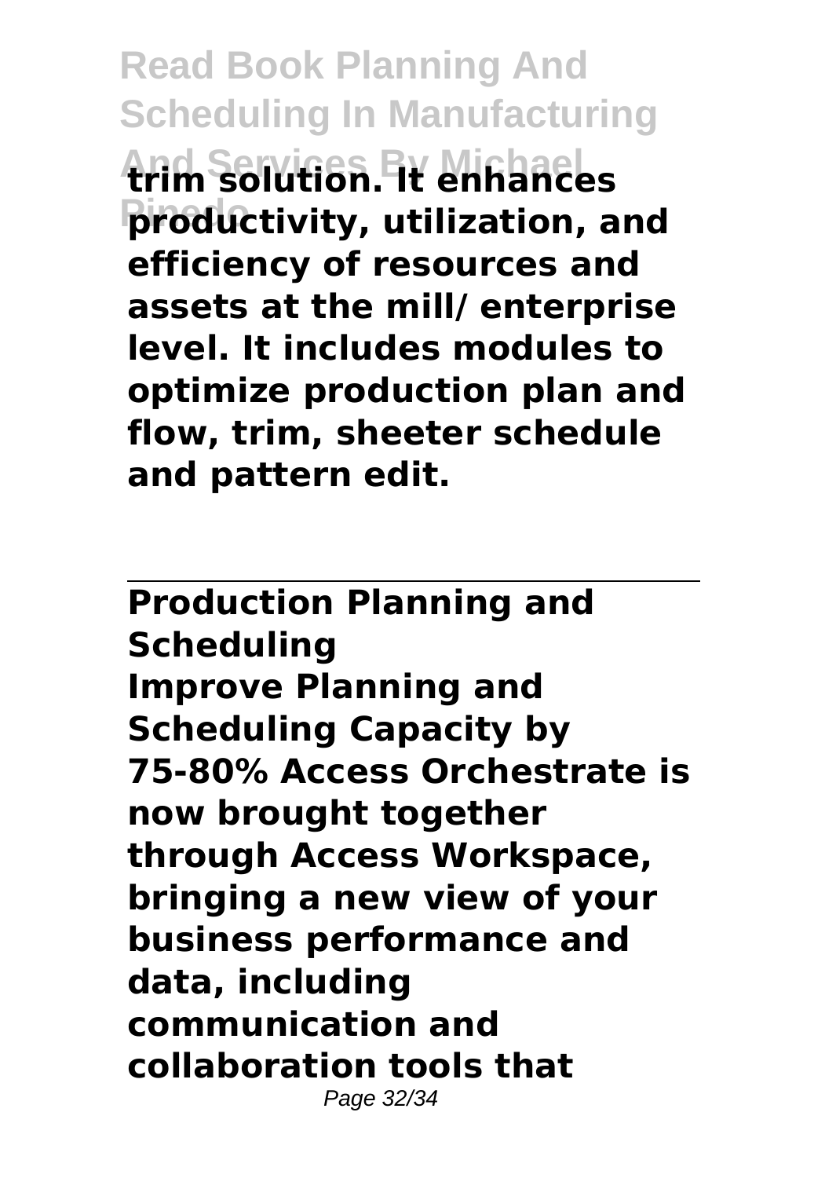trim solution. It enhances productivity, utilization, and efficiency of resources and assets at the mill/ enterprise level. It includes modules to optimize production plan and flow, trim, sheeter schedule and pattern edit.

---

**Production Planning and Scheduling**

**Improve Planning and Scheduling Capacity by 75-80% Access Orchestrate is now brought together through Access Workspace, bringing a new view of your business performance and data, including communication and collaboration tools that**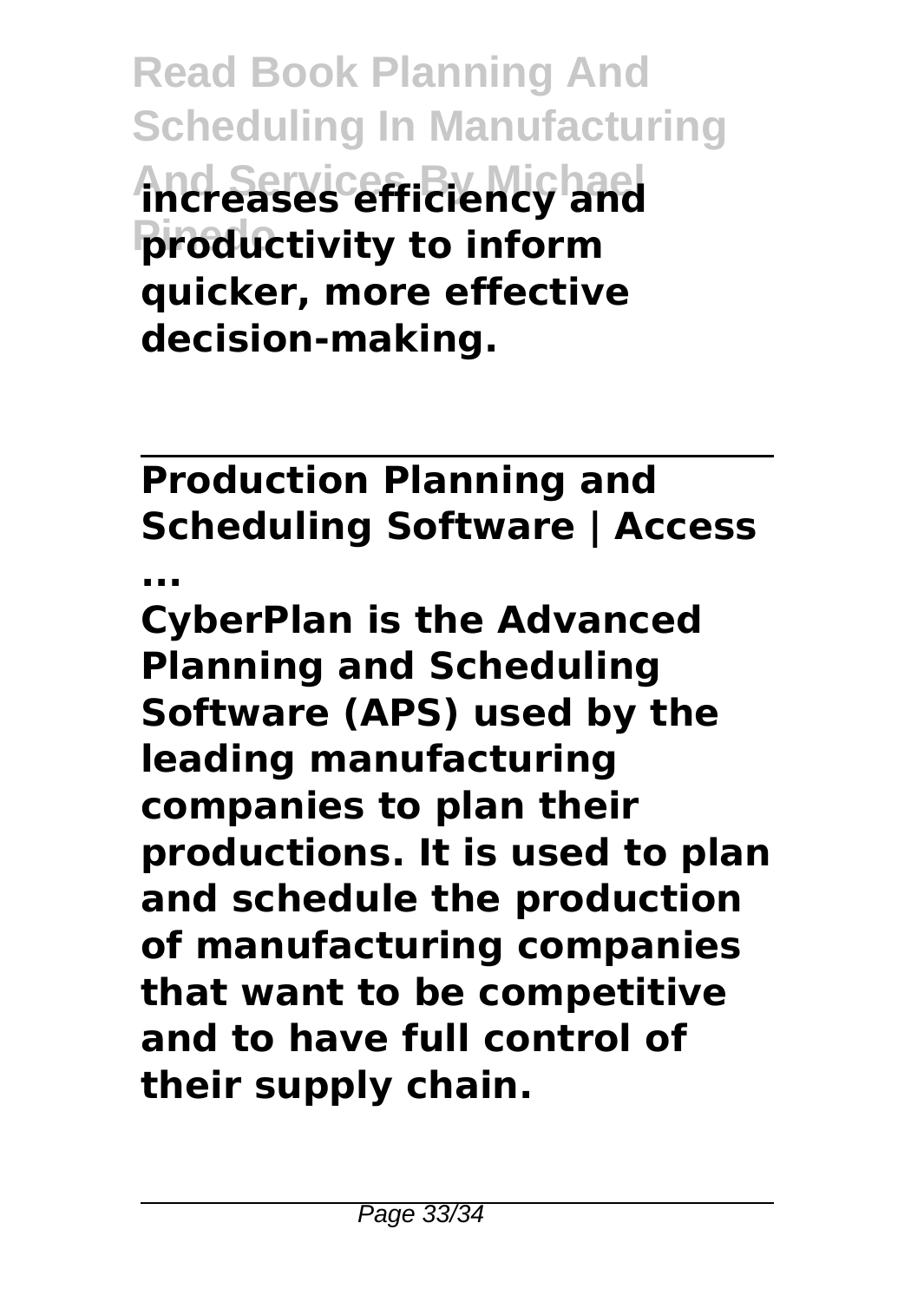**increases efficiency and productivity to inform quicker, more effective decision-making.**

---

**Production Planning and Scheduling Software | Access ...**

**CyberPlan is the Advanced Planning and Scheduling Software (APS) used by the leading manufacturing companies to plan their productions. It is used to plan and schedule the production of manufacturing companies that want to be competitive and to have full control of their supply chain.**

---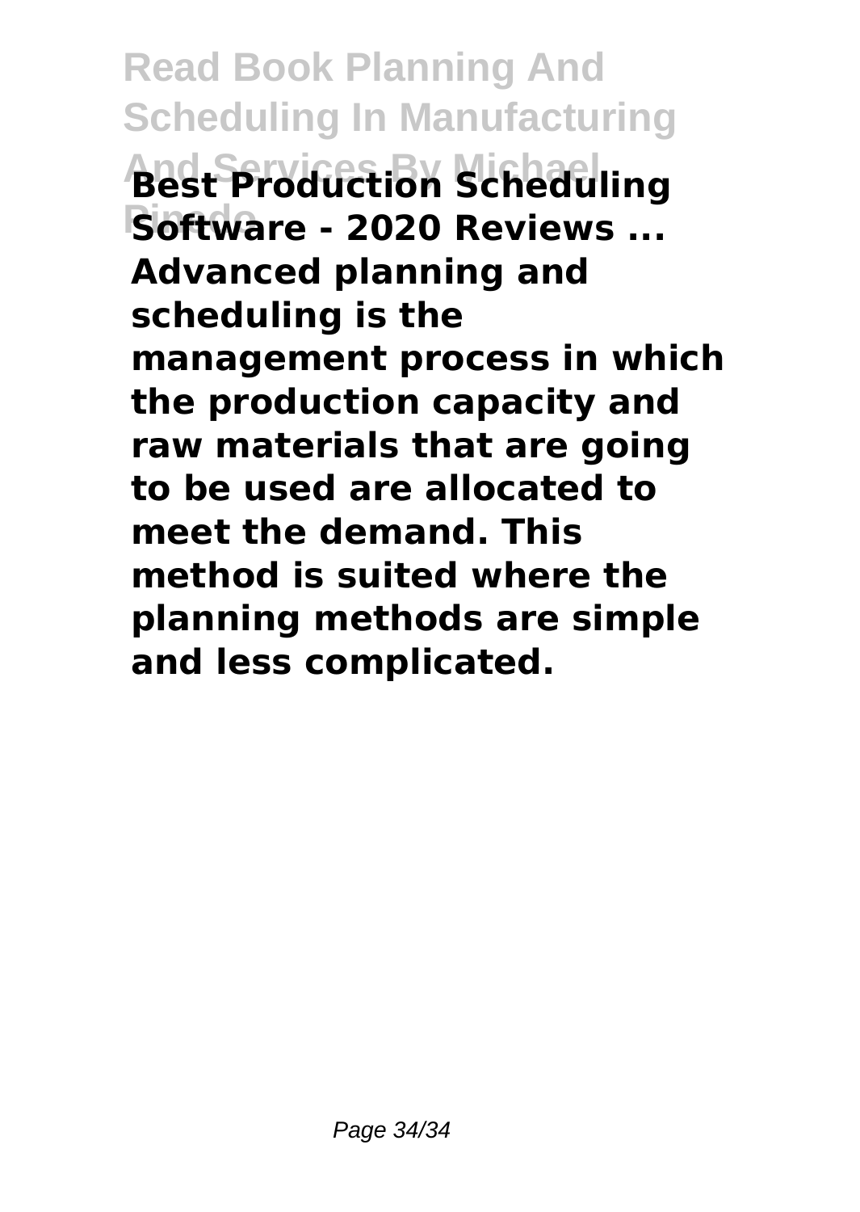**Best Production Scheduling Software - 2020 Reviews ...**
**Advanced planning and scheduling is the management process in which the production capacity and raw materials that are going to be used are allocated to meet the demand. This method is suited where the planning methods are simple and less complicated.**